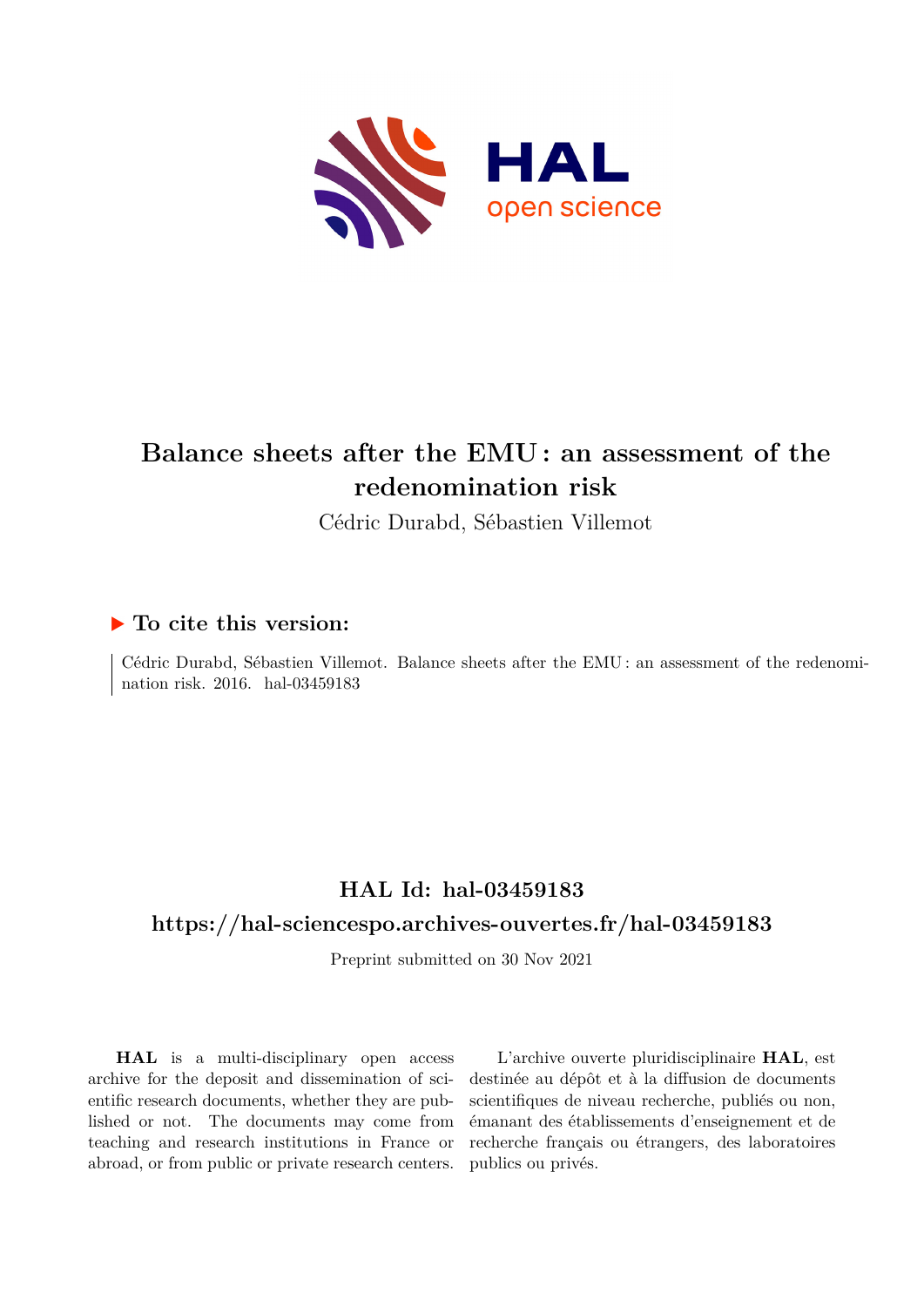# Balance sheets after the EMU : an assessment of the redenomination risk

Cédric Durabd, Sébastien Villemot

## ▶ To cite this version:

Cédric Durabd, Sébastien Villemot. Balance sheets after the EMU : an assessment of the redenomination risk. 2016. hal-03459183

## HAL Id: hal-03459183

## https://hal-sciencespo.archives-ouvertes.fr/hal-03459183

Preprint submitted on 30 Nov 2021

**HAL** is a multi-disciplinary open access archive for the deposit and dissemination of scientific research documents, whether they are published or not. The documents may come from teaching and research institutions in France or abroad, or from public or private research centers.

L'archive ouverte pluridisciplinaire **HAL**, est destinée au dépôt et à la diffusion de documents scientifiques de niveau recherche, publiés ou non, émanant des établissements d'enseignement et de recherche français ou étrangers, des laboratoires publics ou privés.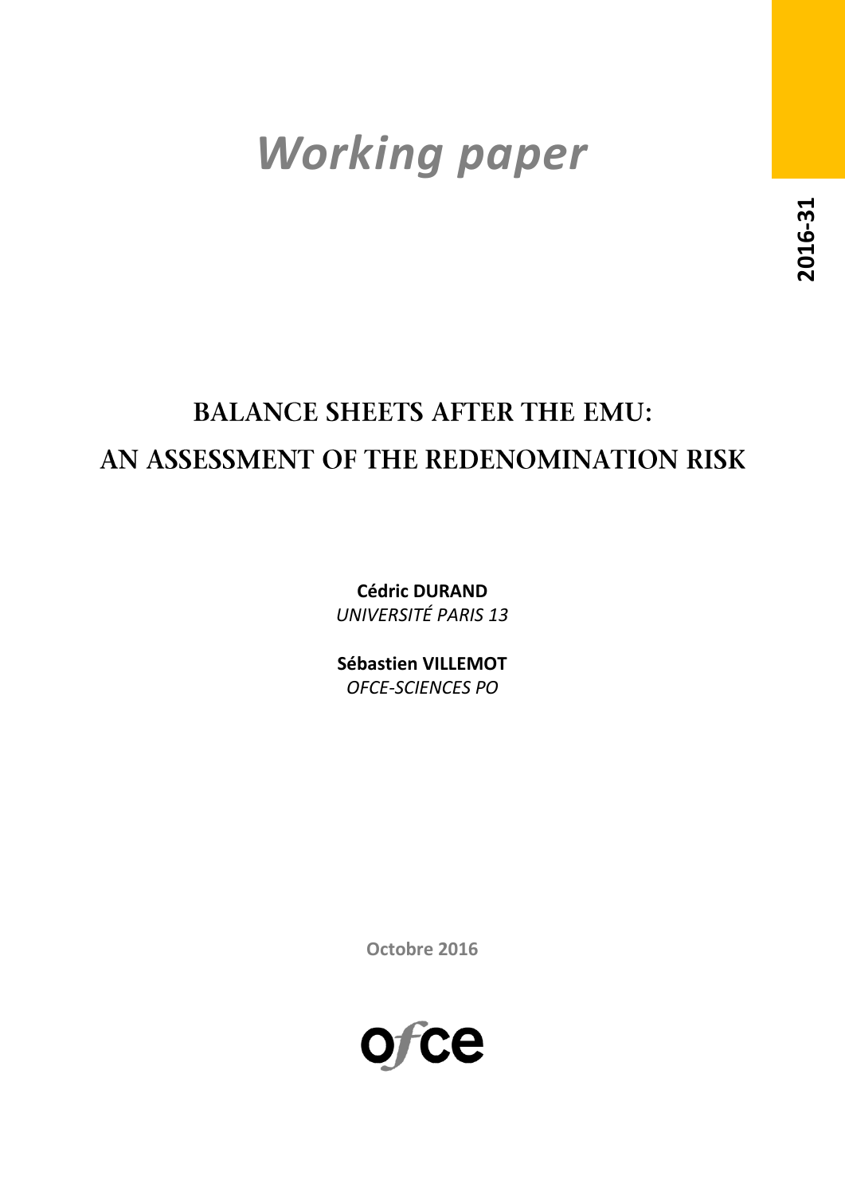# Working paper

2016-31

## BALANCE SHEETS AFTER THE EMU: AN ASSESSMENT OF THE REDENOMINATION RISK

**Cédric DURAND**
*UNIVERSITÉ PARIS 13*

**Sébastien VILLEMOT**
*OFCE-SCIENCES PO*

Octobre 2016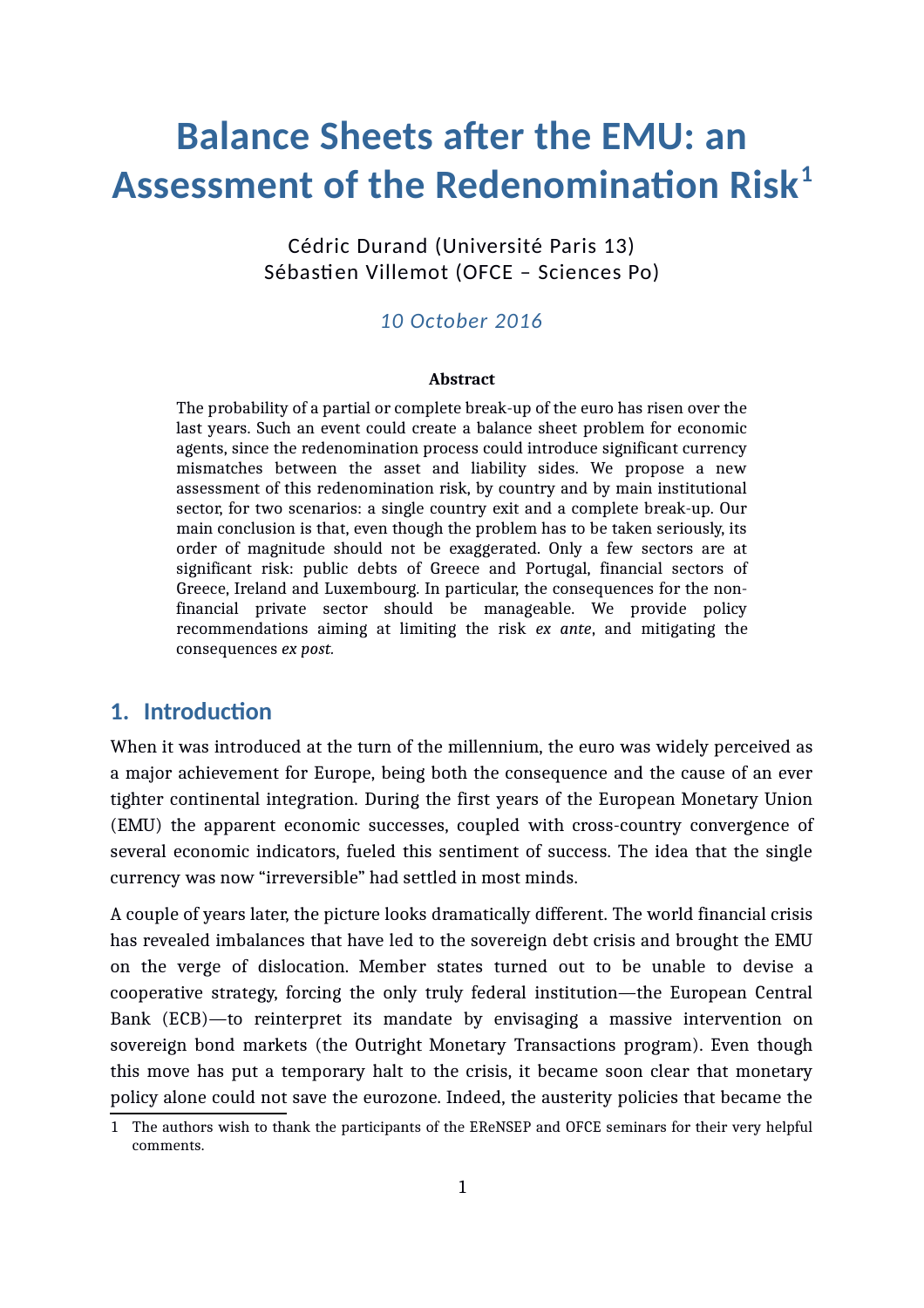# Balance Sheets after the EMU: an Assessment of the Redenomination Risk[1]

Cédric Durand (Université Paris 13)
Sébastien Villemot (OFCE – Sciences Po)

*10 October 2016*

**Abstract**

The probability of a partial or complete break-up of the euro has risen over the last years. Such an event could create a balance sheet problem for economic agents, since the redenomination process could introduce significant currency mismatches between the asset and liability sides. We propose a new assessment of this redenomination risk, by country and by main institutional sector, for two scenarios: a single country exit and a complete break-up. Our main conclusion is that, even though the problem has to be taken seriously, its order of magnitude should not be exaggerated. Only a few sectors are at significant risk: public debts of Greece and Portugal, financial sectors of Greece, Ireland and Luxembourg. In particular, the consequences for the non-financial private sector should be manageable. We provide policy recommendations aiming at limiting the risk *ex ante*, and mitigating the consequences *ex post.*

## 1. Introduction

When it was introduced at the turn of the millennium, the euro was widely perceived as a major achievement for Europe, being both the consequence and the cause of an ever tighter continental integration. During the first years of the European Monetary Union (EMU) the apparent economic successes, coupled with cross-country convergence of several economic indicators, fueled this sentiment of success. The idea that the single currency was now "irreversible" had settled in most minds.

A couple of years later, the picture looks dramatically different. The world financial crisis has revealed imbalances that have led to the sovereign debt crisis and brought the EMU on the verge of dislocation. Member states turned out to be unable to devise a cooperative strategy, forcing the only truly federal institution—the European Central Bank (ECB)—to reinterpret its mandate by envisaging a massive intervention on sovereign bond markets (the Outright Monetary Transactions program). Even though this move has put a temporary halt to the crisis, it became soon clear that monetary policy alone could not save the eurozone. Indeed, the austerity policies that became the

1 The authors wish to thank the participants of the EReNSEP and OFCE seminars for their very helpful comments.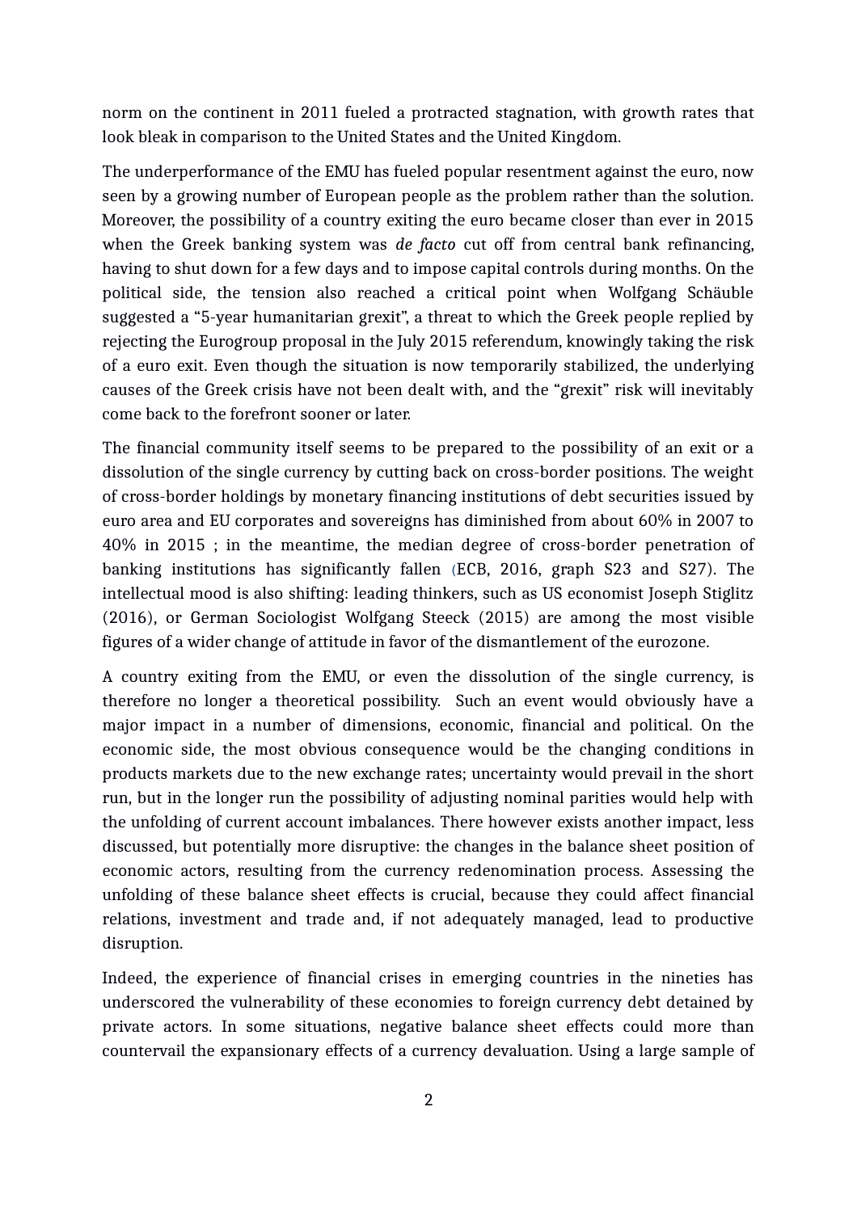norm on the continent in 2011 fueled a protracted stagnation, with growth rates that look bleak in comparison to the United States and the United Kingdom.

The underperformance of the EMU has fueled popular resentment against the euro, now seen by a growing number of European people as the problem rather than the solution. Moreover, the possibility of a country exiting the euro became closer than ever in 2015 when the Greek banking system was *de facto* cut off from central bank refinancing, having to shut down for a few days and to impose capital controls during months. On the political side, the tension also reached a critical point when Wolfgang Schäuble suggested a "5-year humanitarian grexit", a threat to which the Greek people replied by rejecting the Eurogroup proposal in the July 2015 referendum, knowingly taking the risk of a euro exit. Even though the situation is now temporarily stabilized, the underlying causes of the Greek crisis have not been dealt with, and the "grexit" risk will inevitably come back to the forefront sooner or later.

The financial community itself seems to be prepared to the possibility of an exit or a dissolution of the single currency by cutting back on cross-border positions. The weight of cross-border holdings by monetary financing institutions of debt securities issued by euro area and EU corporates and sovereigns has diminished from about 60% in 2007 to 40% in 2015 ; in the meantime, the median degree of cross-border penetration of banking institutions has significantly fallen (ECB, 2016, graph S23 and S27). The intellectual mood is also shifting: leading thinkers, such as US economist Joseph Stiglitz (2016), or German Sociologist Wolfgang Steeck (2015) are among the most visible figures of a wider change of attitude in favor of the dismantlement of the eurozone.

A country exiting from the EMU, or even the dissolution of the single currency, is therefore no longer a theoretical possibility. Such an event would obviously have a major impact in a number of dimensions, economic, financial and political. On the economic side, the most obvious consequence would be the changing conditions in products markets due to the new exchange rates; uncertainty would prevail in the short run, but in the longer run the possibility of adjusting nominal parities would help with the unfolding of current account imbalances. There however exists another impact, less discussed, but potentially more disruptive: the changes in the balance sheet position of economic actors, resulting from the currency redenomination process. Assessing the unfolding of these balance sheet effects is crucial, because they could affect financial relations, investment and trade and, if not adequately managed, lead to productive disruption.

Indeed, the experience of financial crises in emerging countries in the nineties has underscored the vulnerability of these economies to foreign currency debt detained by private actors. In some situations, negative balance sheet effects could more than countervail the expansionary effects of a currency devaluation. Using a large sample of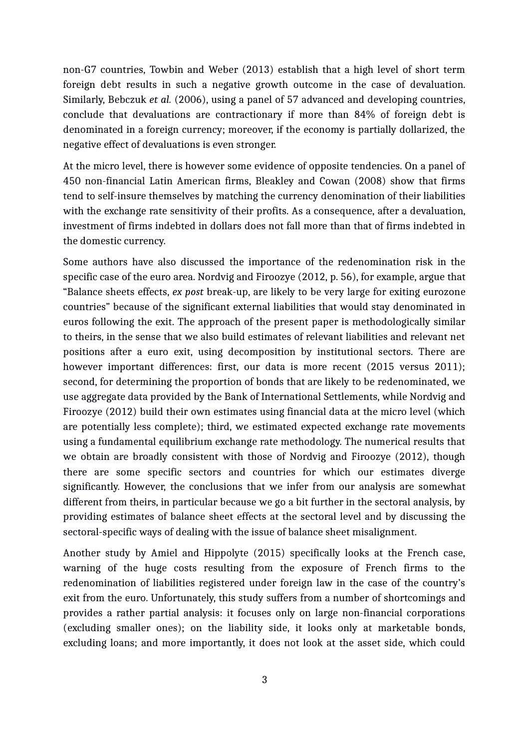non-G7 countries, Towbin and Weber (2013) establish that a high level of short term foreign debt results in such a negative growth outcome in the case of devaluation. Similarly, Bebczuk *et al.* (2006), using a panel of 57 advanced and developing countries, conclude that devaluations are contractionary if more than 84% of foreign debt is denominated in a foreign currency; moreover, if the economy is partially dollarized, the negative effect of devaluations is even stronger.

At the micro level, there is however some evidence of opposite tendencies. On a panel of 450 non-financial Latin American firms, Bleakley and Cowan (2008) show that firms tend to self-insure themselves by matching the currency denomination of their liabilities with the exchange rate sensitivity of their profits. As a consequence, after a devaluation, investment of firms indebted in dollars does not fall more than that of firms indebted in the domestic currency.

Some authors have also discussed the importance of the redenomination risk in the specific case of the euro area. Nordvig and Firoozye (2012, p. 56), for example, argue that "Balance sheets effects, *ex post* break-up, are likely to be very large for exiting eurozone countries" because of the significant external liabilities that would stay denominated in euros following the exit. The approach of the present paper is methodologically similar to theirs, in the sense that we also build estimates of relevant liabilities and relevant net positions after a euro exit, using decomposition by institutional sectors. There are however important differences: first, our data is more recent (2015 versus 2011); second, for determining the proportion of bonds that are likely to be redenominated, we use aggregate data provided by the Bank of International Settlements, while Nordvig and Firoozye (2012) build their own estimates using financial data at the micro level (which are potentially less complete); third, we estimated expected exchange rate movements using a fundamental equilibrium exchange rate methodology. The numerical results that we obtain are broadly consistent with those of Nordvig and Firoozye (2012), though there are some specific sectors and countries for which our estimates diverge significantly. However, the conclusions that we infer from our analysis are somewhat different from theirs, in particular because we go a bit further in the sectoral analysis, by providing estimates of balance sheet effects at the sectoral level and by discussing the sectoral-specific ways of dealing with the issue of balance sheet misalignment.

Another study by Amiel and Hippolyte (2015) specifically looks at the French case, warning of the huge costs resulting from the exposure of French firms to the redenomination of liabilities registered under foreign law in the case of the country's exit from the euro. Unfortunately, this study suffers from a number of shortcomings and provides a rather partial analysis: it focuses only on large non-financial corporations (excluding smaller ones); on the liability side, it looks only at marketable bonds, excluding loans; and more importantly, it does not look at the asset side, which could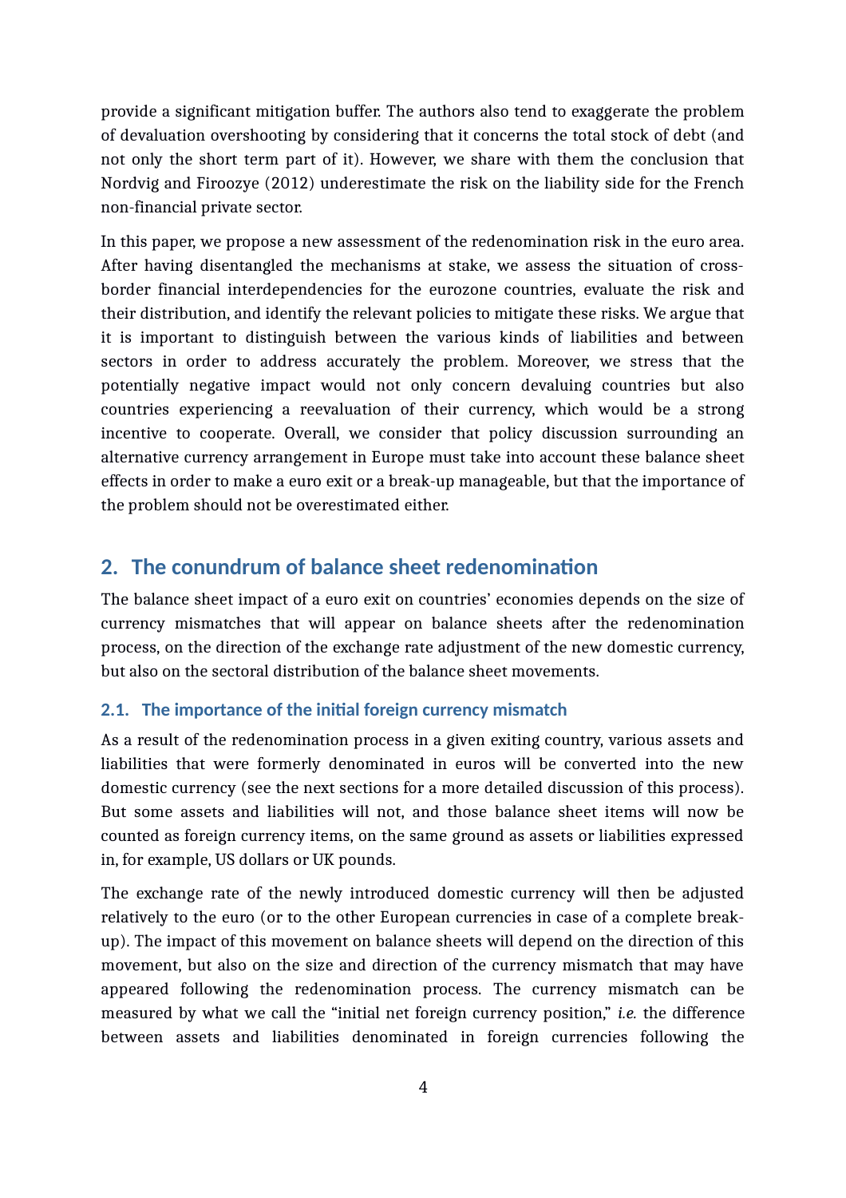provide a significant mitigation buffer. The authors also tend to exaggerate the problem of devaluation overshooting by considering that it concerns the total stock of debt (and not only the short term part of it). However, we share with them the conclusion that Nordvig and Firoozye (2012) underestimate the risk on the liability side for the French non-financial private sector.

In this paper, we propose a new assessment of the redenomination risk in the euro area. After having disentangled the mechanisms at stake, we assess the situation of cross-border financial interdependencies for the eurozone countries, evaluate the risk and their distribution, and identify the relevant policies to mitigate these risks. We argue that it is important to distinguish between the various kinds of liabilities and between sectors in order to address accurately the problem. Moreover, we stress that the potentially negative impact would not only concern devaluing countries but also countries experiencing a reevaluation of their currency, which would be a strong incentive to cooperate. Overall, we consider that policy discussion surrounding an alternative currency arrangement in Europe must take into account these balance sheet effects in order to make a euro exit or a break-up manageable, but that the importance of the problem should not be overestimated either.

## 2. The conundrum of balance sheet redenomination

The balance sheet impact of a euro exit on countries' economies depends on the size of currency mismatches that will appear on balance sheets after the redenomination process, on the direction of the exchange rate adjustment of the new domestic currency, but also on the sectoral distribution of the balance sheet movements.

### 2.1. The importance of the initial foreign currency mismatch

As a result of the redenomination process in a given exiting country, various assets and liabilities that were formerly denominated in euros will be converted into the new domestic currency (see the next sections for a more detailed discussion of this process). But some assets and liabilities will not, and those balance sheet items will now be counted as foreign currency items, on the same ground as assets or liabilities expressed in, for example, US dollars or UK pounds.

The exchange rate of the newly introduced domestic currency will then be adjusted relatively to the euro (or to the other European currencies in case of a complete break-up). The impact of this movement on balance sheets will depend on the direction of this movement, but also on the size and direction of the currency mismatch that may have appeared following the redenomination process. The currency mismatch can be measured by what we call the "initial net foreign currency position," *i.e.* the difference between assets and liabilities denominated in foreign currencies following the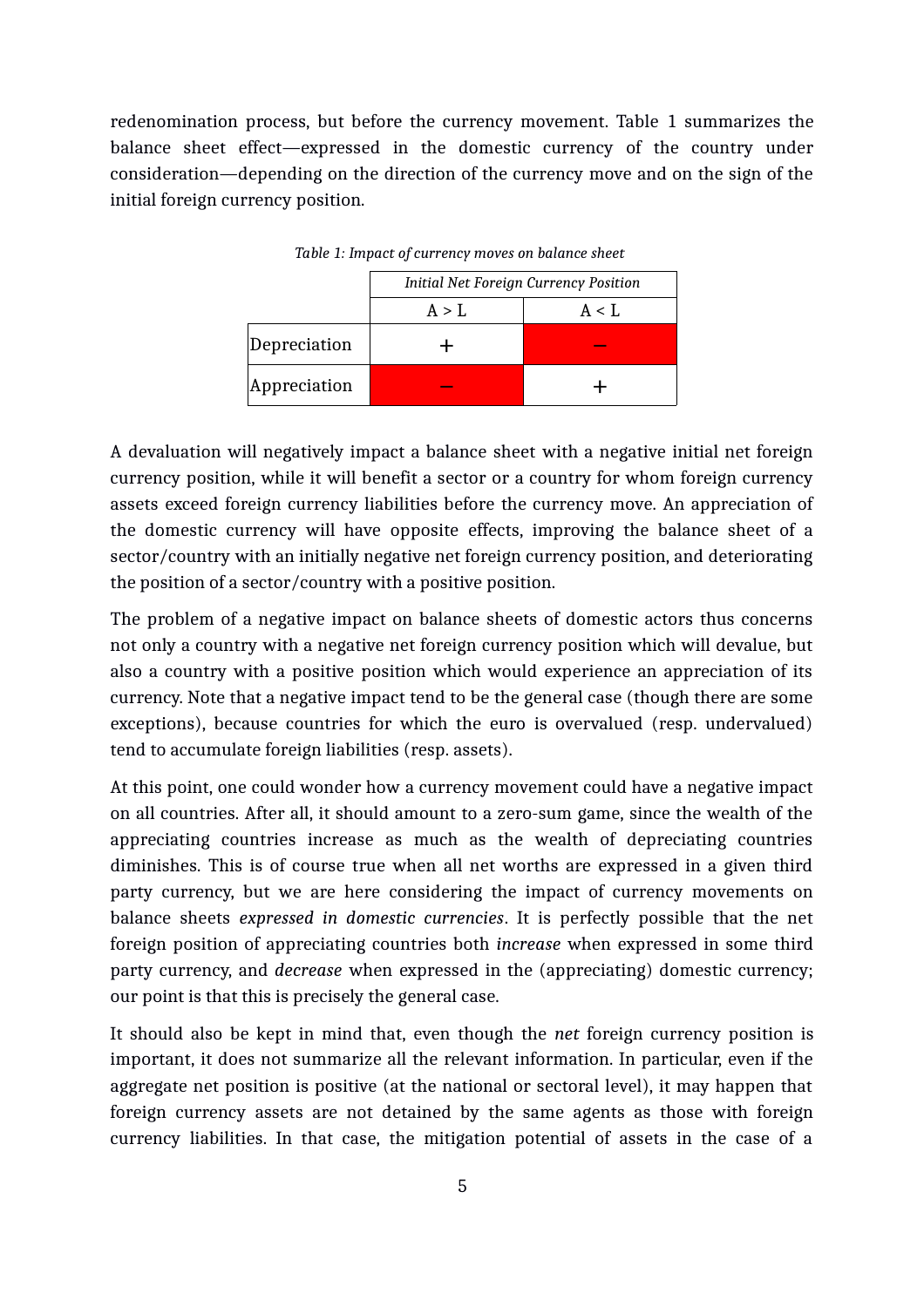redenomination process, but before the currency movement. Table 1 summarizes the balance sheet effect—expressed in the domestic currency of the country under consideration—depending on the direction of the currency move and on the sign of the initial foreign currency position.

*Table 1: Impact of currency moves on balance sheet*

| | *Initial Net Foreign Currency Position* | |
|---|---|---|
| | A > L | A < L |
| Depreciation | + | – |
| Appreciation | – | + |

A devaluation will negatively impact a balance sheet with a negative initial net foreign currency position, while it will benefit a sector or a country for whom foreign currency assets exceed foreign currency liabilities before the currency move. An appreciation of the domestic currency will have opposite effects, improving the balance sheet of a sector/country with an initially negative net foreign currency position, and deteriorating the position of a sector/country with a positive position.

The problem of a negative impact on balance sheets of domestic actors thus concerns not only a country with a negative net foreign currency position which will devalue, but also a country with a positive position which would experience an appreciation of its currency. Note that a negative impact tend to be the general case (though there are some exceptions), because countries for which the euro is overvalued (resp. undervalued) tend to accumulate foreign liabilities (resp. assets).

At this point, one could wonder how a currency movement could have a negative impact on all countries. After all, it should amount to a zero-sum game, since the wealth of the appreciating countries increase as much as the wealth of depreciating countries diminishes. This is of course true when all net worths are expressed in a given third party currency, but we are here considering the impact of currency movements on balance sheets *expressed in domestic currencies*. It is perfectly possible that the net foreign position of appreciating countries both *increase* when expressed in some third party currency, and *decrease* when expressed in the (appreciating) domestic currency; our point is that this is precisely the general case.

It should also be kept in mind that, even though the *net* foreign currency position is important, it does not summarize all the relevant information. In particular, even if the aggregate net position is positive (at the national or sectoral level), it may happen that foreign currency assets are not detained by the same agents as those with foreign currency liabilities. In that case, the mitigation potential of assets in the case of a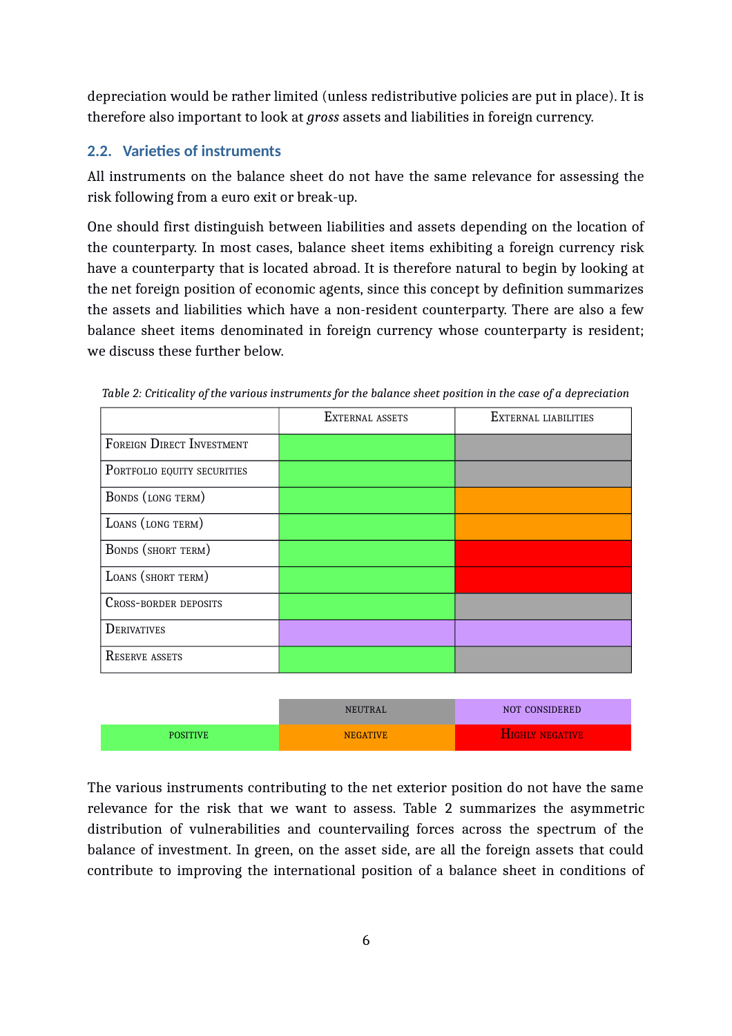depreciation would be rather limited (unless redistributive policies are put in place). It is therefore also important to look at *gross* assets and liabilities in foreign currency.

### 2.2. Varieties of instruments

All instruments on the balance sheet do not have the same relevance for assessing the risk following from a euro exit or break-up.

One should first distinguish between liabilities and assets depending on the location of the counterparty. In most cases, balance sheet items exhibiting a foreign currency risk have a counterparty that is located abroad. It is therefore natural to begin by looking at the net foreign position of economic agents, since this concept by definition summarizes the assets and liabilities which have a non-resident counterparty. There are also a few balance sheet items denominated in foreign currency whose counterparty is resident; we discuss these further below.

*Table 2: Criticality of the various instruments for the balance sheet position in the case of a depreciation*

| | External assets | External liabilities |
|---|---|---|
| Foreign Direct Investment | Positive | Neutral |
| Portfolio equity securities | Positive | Neutral |
| Bonds (long term) | Positive | Negative |
| Loans (long term) | Positive | Negative |
| Bonds (short term) | Positive | Highly negative |
| Loans (short term) | Positive | Highly negative |
| Cross-border deposits | Positive | Neutral |
| Derivatives | Not considered | Not considered |
| Reserve assets | Positive | Neutral |

| | | |
|---|---|---|
| | NEUTRAL | NOT CONSIDERED |
| POSITIVE | NEGATIVE | HIGHLY NEGATIVE |

The various instruments contributing to the net exterior position do not have the same relevance for the risk that we want to assess. Table 2 summarizes the asymmetric distribution of vulnerabilities and countervailing forces across the spectrum of the balance of investment. In green, on the asset side, are all the foreign assets that could contribute to improving the international position of a balance sheet in conditions of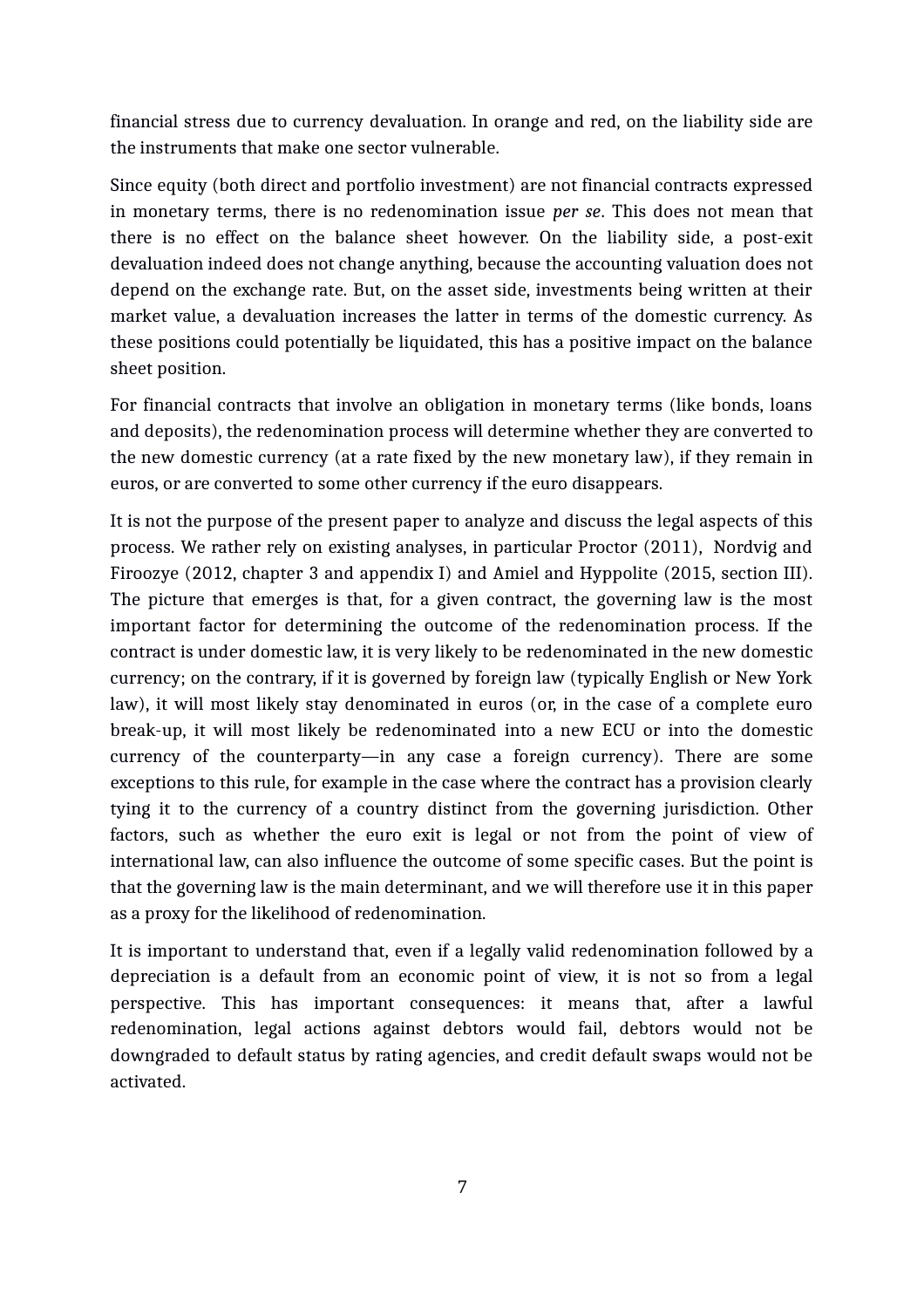financial stress due to currency devaluation. In orange and red, on the liability side are the instruments that make one sector vulnerable.

Since equity (both direct and portfolio investment) are not financial contracts expressed in monetary terms, there is no redenomination issue *per se*. This does not mean that there is no effect on the balance sheet however. On the liability side, a post-exit devaluation indeed does not change anything, because the accounting valuation does not depend on the exchange rate. But, on the asset side, investments being written at their market value, a devaluation increases the latter in terms of the domestic currency. As these positions could potentially be liquidated, this has a positive impact on the balance sheet position.

For financial contracts that involve an obligation in monetary terms (like bonds, loans and deposits), the redenomination process will determine whether they are converted to the new domestic currency (at a rate fixed by the new monetary law), if they remain in euros, or are converted to some other currency if the euro disappears.

It is not the purpose of the present paper to analyze and discuss the legal aspects of this process. We rather rely on existing analyses, in particular Proctor (2011), Nordvig and Firoozye (2012, chapter 3 and appendix I) and Amiel and Hyppolite (2015, section III). The picture that emerges is that, for a given contract, the governing law is the most important factor for determining the outcome of the redenomination process. If the contract is under domestic law, it is very likely to be redenominated in the new domestic currency; on the contrary, if it is governed by foreign law (typically English or New York law), it will most likely stay denominated in euros (or, in the case of a complete euro break-up, it will most likely be redenominated into a new ECU or into the domestic currency of the counterparty—in any case a foreign currency). There are some exceptions to this rule, for example in the case where the contract has a provision clearly tying it to the currency of a country distinct from the governing jurisdiction. Other factors, such as whether the euro exit is legal or not from the point of view of international law, can also influence the outcome of some specific cases. But the point is that the governing law is the main determinant, and we will therefore use it in this paper as a proxy for the likelihood of redenomination.

It is important to understand that, even if a legally valid redenomination followed by a depreciation is a default from an economic point of view, it is not so from a legal perspective. This has important consequences: it means that, after a lawful redenomination, legal actions against debtors would fail, debtors would not be downgraded to default status by rating agencies, and credit default swaps would not be activated.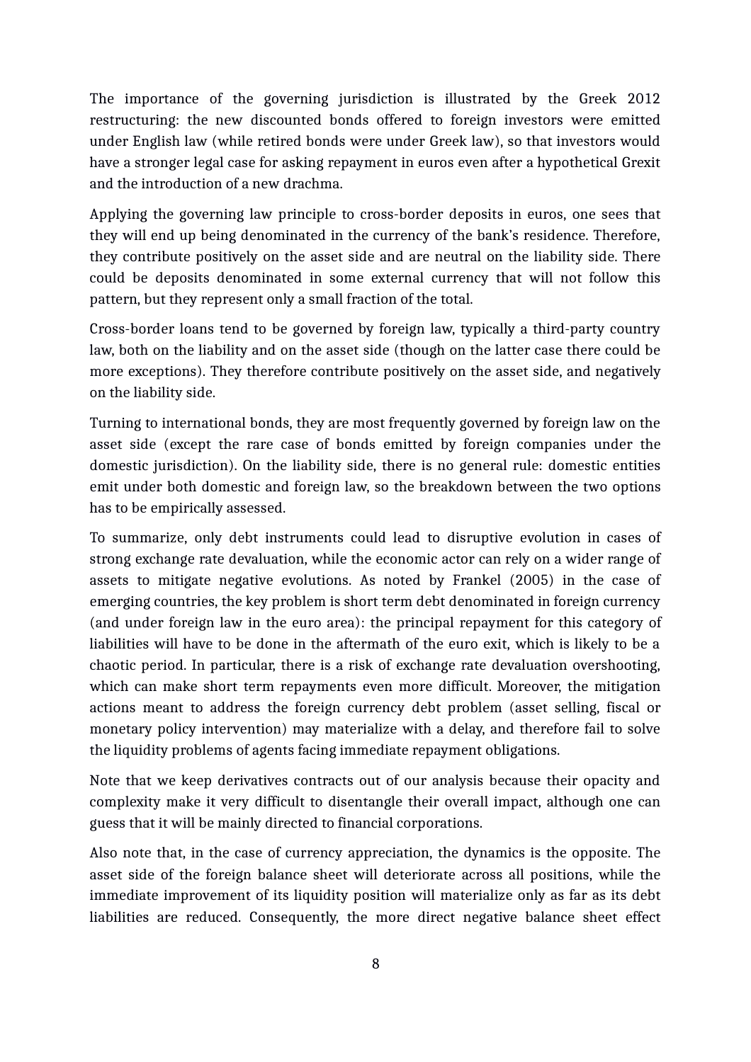The importance of the governing jurisdiction is illustrated by the Greek 2012 restructuring: the new discounted bonds offered to foreign investors were emitted under English law (while retired bonds were under Greek law), so that investors would have a stronger legal case for asking repayment in euros even after a hypothetical Grexit and the introduction of a new drachma.

Applying the governing law principle to cross-border deposits in euros, one sees that they will end up being denominated in the currency of the bank's residence. Therefore, they contribute positively on the asset side and are neutral on the liability side. There could be deposits denominated in some external currency that will not follow this pattern, but they represent only a small fraction of the total.

Cross-border loans tend to be governed by foreign law, typically a third-party country law, both on the liability and on the asset side (though on the latter case there could be more exceptions). They therefore contribute positively on the asset side, and negatively on the liability side.

Turning to international bonds, they are most frequently governed by foreign law on the asset side (except the rare case of bonds emitted by foreign companies under the domestic jurisdiction). On the liability side, there is no general rule: domestic entities emit under both domestic and foreign law, so the breakdown between the two options has to be empirically assessed.

To summarize, only debt instruments could lead to disruptive evolution in cases of strong exchange rate devaluation, while the economic actor can rely on a wider range of assets to mitigate negative evolutions. As noted by Frankel (2005) in the case of emerging countries, the key problem is short term debt denominated in foreign currency (and under foreign law in the euro area): the principal repayment for this category of liabilities will have to be done in the aftermath of the euro exit, which is likely to be a chaotic period. In particular, there is a risk of exchange rate devaluation overshooting, which can make short term repayments even more difficult. Moreover, the mitigation actions meant to address the foreign currency debt problem (asset selling, fiscal or monetary policy intervention) may materialize with a delay, and therefore fail to solve the liquidity problems of agents facing immediate repayment obligations.

Note that we keep derivatives contracts out of our analysis because their opacity and complexity make it very difficult to disentangle their overall impact, although one can guess that it will be mainly directed to financial corporations.

Also note that, in the case of currency appreciation, the dynamics is the opposite. The asset side of the foreign balance sheet will deteriorate across all positions, while the immediate improvement of its liquidity position will materialize only as far as its debt liabilities are reduced. Consequently, the more direct negative balance sheet effect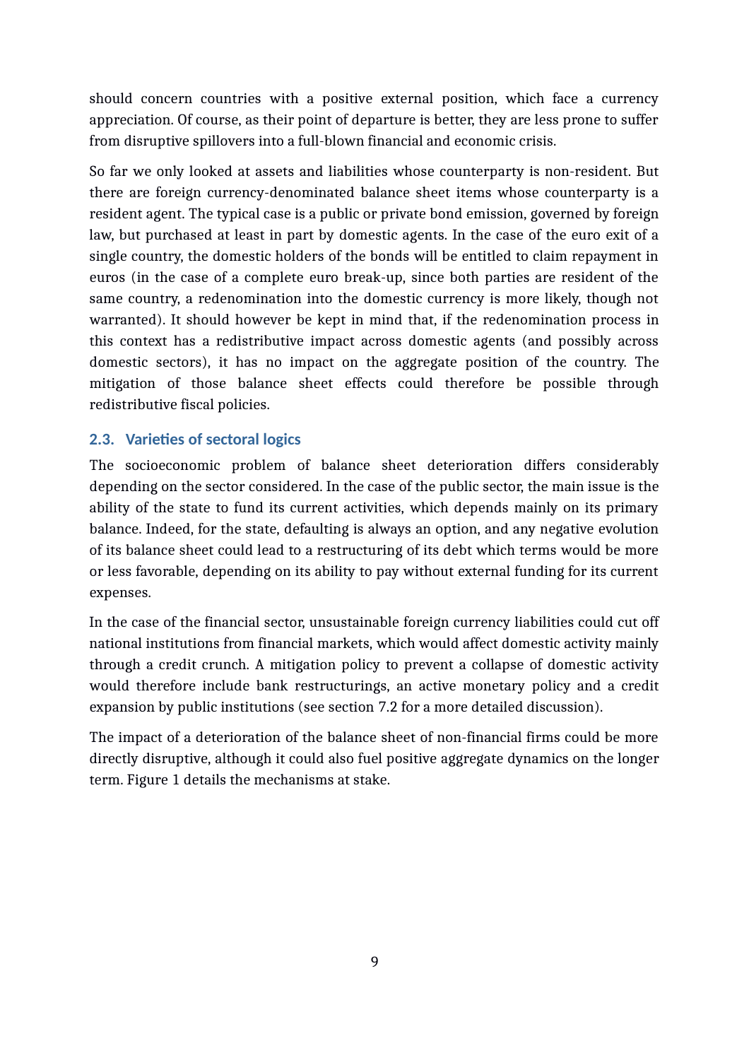should concern countries with a positive external position, which face a currency appreciation. Of course, as their point of departure is better, they are less prone to suffer from disruptive spillovers into a full-blown financial and economic crisis.

So far we only looked at assets and liabilities whose counterparty is non-resident. But there are foreign currency-denominated balance sheet items whose counterparty is a resident agent. The typical case is a public or private bond emission, governed by foreign law, but purchased at least in part by domestic agents. In the case of the euro exit of a single country, the domestic holders of the bonds will be entitled to claim repayment in euros (in the case of a complete euro break-up, since both parties are resident of the same country, a redenomination into the domestic currency is more likely, though not warranted). It should however be kept in mind that, if the redenomination process in this context has a redistributive impact across domestic agents (and possibly across domestic sectors), it has no impact on the aggregate position of the country. The mitigation of those balance sheet effects could therefore be possible through redistributive fiscal policies.

### 2.3. Varieties of sectoral logics

The socioeconomic problem of balance sheet deterioration differs considerably depending on the sector considered. In the case of the public sector, the main issue is the ability of the state to fund its current activities, which depends mainly on its primary balance. Indeed, for the state, defaulting is always an option, and any negative evolution of its balance sheet could lead to a restructuring of its debt which terms would be more or less favorable, depending on its ability to pay without external funding for its current expenses.

In the case of the financial sector, unsustainable foreign currency liabilities could cut off national institutions from financial markets, which would affect domestic activity mainly through a credit crunch. A mitigation policy to prevent a collapse of domestic activity would therefore include bank restructurings, an active monetary policy and a credit expansion by public institutions (see section 7.2 for a more detailed discussion).

The impact of a deterioration of the balance sheet of non-financial firms could be more directly disruptive, although it could also fuel positive aggregate dynamics on the longer term. Figure 1 details the mechanisms at stake.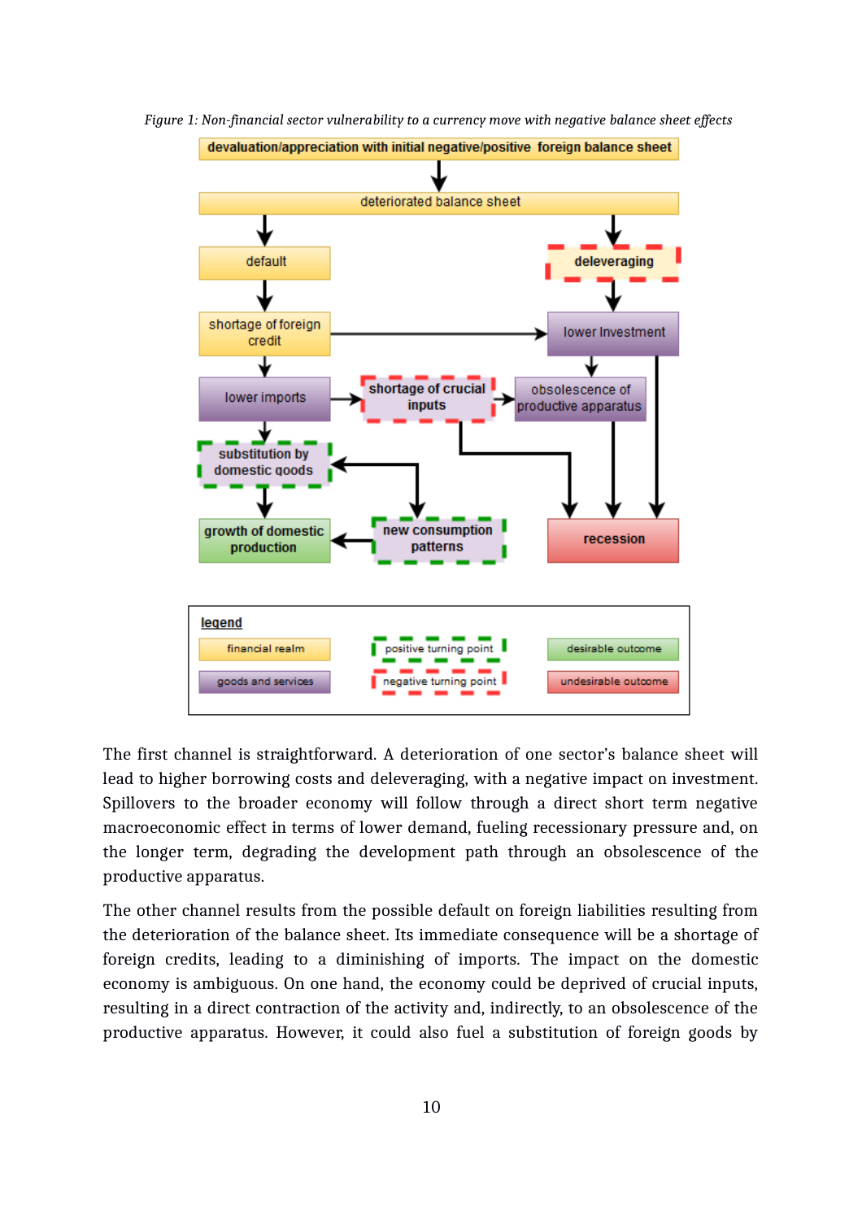*Figure 1: Non-financial sector vulnerability to a currency move with negative balance sheet effects*

The first channel is straightforward. A deterioration of one sector's balance sheet will lead to higher borrowing costs and deleveraging, with a negative impact on investment. Spillovers to the broader economy will follow through a direct short term negative macroeconomic effect in terms of lower demand, fueling recessionary pressure and, on the longer term, degrading the development path through an obsolescence of the productive apparatus.

The other channel results from the possible default on foreign liabilities resulting from the deterioration of the balance sheet. Its immediate consequence will be a shortage of foreign credits, leading to a diminishing of imports. The impact on the domestic economy is ambiguous. On one hand, the economy could be deprived of crucial inputs, resulting in a direct contraction of the activity and, indirectly, to an obsolescence of the productive apparatus. However, it could also fuel a substitution of foreign goods by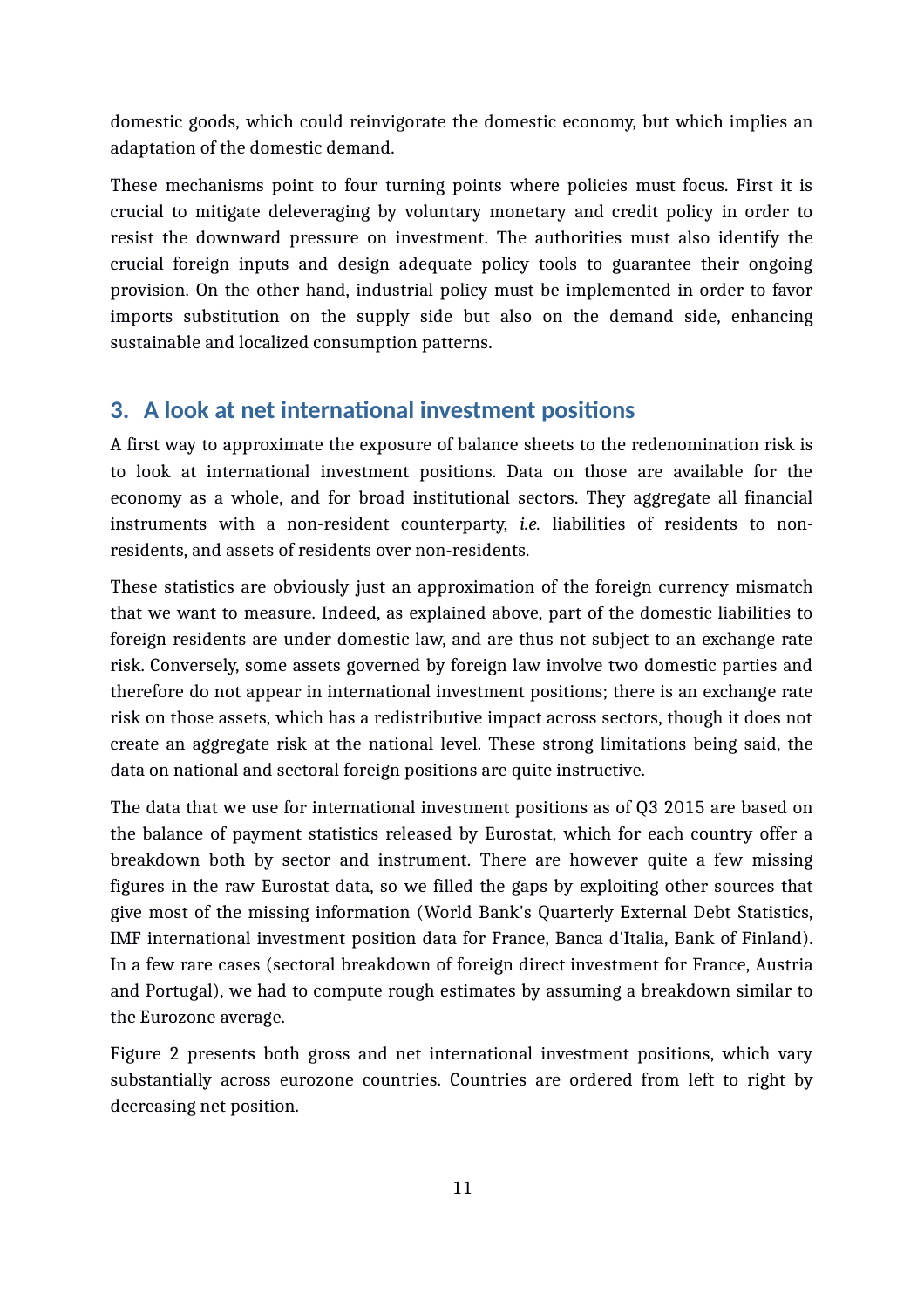domestic goods, which could reinvigorate the domestic economy, but which implies an adaptation of the domestic demand.

These mechanisms point to four turning points where policies must focus. First it is crucial to mitigate deleveraging by voluntary monetary and credit policy in order to resist the downward pressure on investment. The authorities must also identify the crucial foreign inputs and design adequate policy tools to guarantee their ongoing provision. On the other hand, industrial policy must be implemented in order to favor imports substitution on the supply side but also on the demand side, enhancing sustainable and localized consumption patterns.

## 3. A look at net international investment positions

A first way to approximate the exposure of balance sheets to the redenomination risk is to look at international investment positions. Data on those are available for the economy as a whole, and for broad institutional sectors. They aggregate all financial instruments with a non-resident counterparty, *i.e.* liabilities of residents to non-residents, and assets of residents over non-residents.

These statistics are obviously just an approximation of the foreign currency mismatch that we want to measure. Indeed, as explained above, part of the domestic liabilities to foreign residents are under domestic law, and are thus not subject to an exchange rate risk. Conversely, some assets governed by foreign law involve two domestic parties and therefore do not appear in international investment positions; there is an exchange rate risk on those assets, which has a redistributive impact across sectors, though it does not create an aggregate risk at the national level. These strong limitations being said, the data on national and sectoral foreign positions are quite instructive.

The data that we use for international investment positions as of Q3 2015 are based on the balance of payment statistics released by Eurostat, which for each country offer a breakdown both by sector and instrument. There are however quite a few missing figures in the raw Eurostat data, so we filled the gaps by exploiting other sources that give most of the missing information (World Bank's Quarterly External Debt Statistics, IMF international investment position data for France, Banca d'Italia, Bank of Finland). In a few rare cases (sectoral breakdown of foreign direct investment for France, Austria and Portugal), we had to compute rough estimates by assuming a breakdown similar to the Eurozone average.

Figure 2 presents both gross and net international investment positions, which vary substantially across eurozone countries. Countries are ordered from left to right by decreasing net position.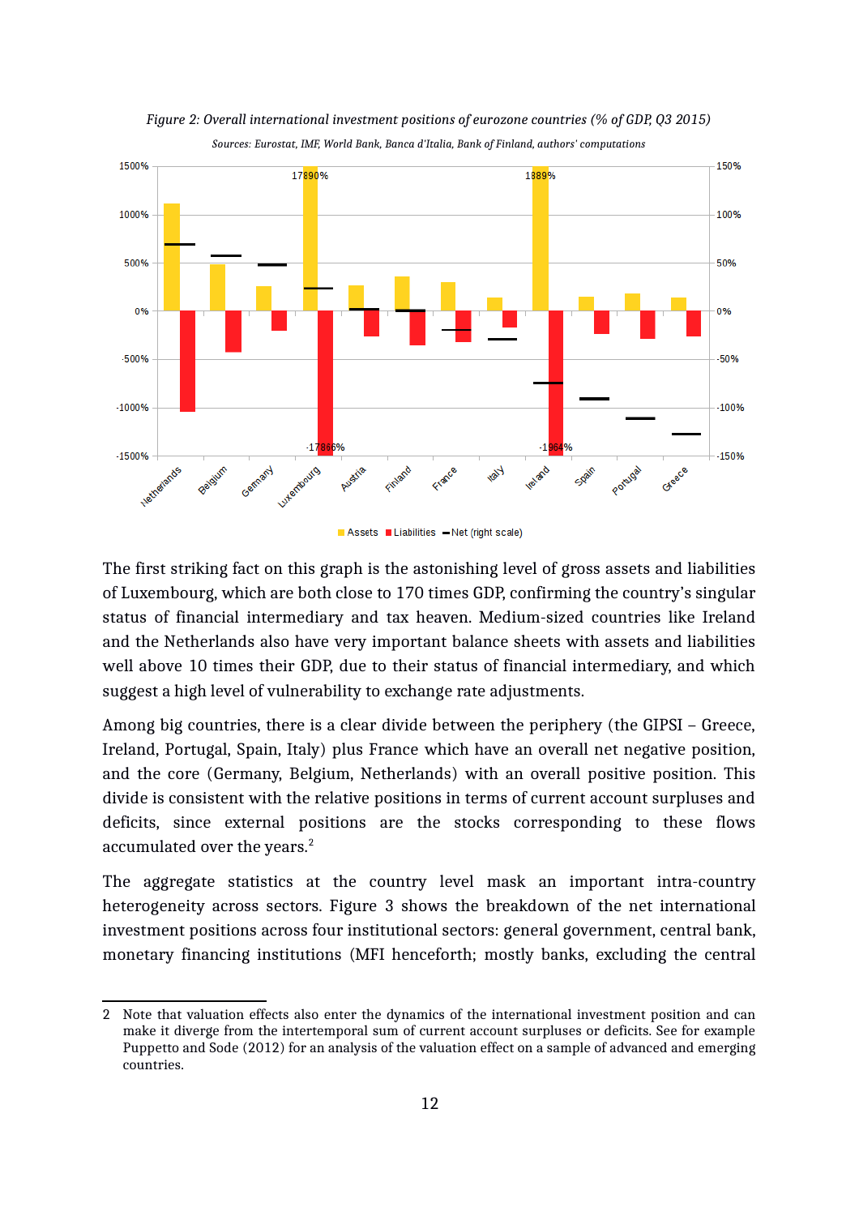*Figure 2: Overall international investment positions of eurozone countries (% of GDP, Q3 2015)*

*Sources: Eurostat, IMF, World Bank, Banca d'Italia, Bank of Finland, authors' computations*

The first striking fact on this graph is the astonishing level of gross assets and liabilities of Luxembourg, which are both close to 170 times GDP, confirming the country's singular status of financial intermediary and tax heaven. Medium-sized countries like Ireland and the Netherlands also have very important balance sheets with assets and liabilities well above 10 times their GDP, due to their status of financial intermediary, and which suggest a high level of vulnerability to exchange rate adjustments.

Among big countries, there is a clear divide between the periphery (the GIPSI – Greece, Ireland, Portugal, Spain, Italy) plus France which have an overall net negative position, and the core (Germany, Belgium, Netherlands) with an overall positive position. This divide is consistent with the relative positions in terms of current account surpluses and deficits, since external positions are the stocks corresponding to these flows accumulated over the years.[2]

The aggregate statistics at the country level mask an important intra-country heterogeneity across sectors. Figure 3 shows the breakdown of the net international investment positions across four institutional sectors: general government, central bank, monetary financing institutions (MFI henceforth; mostly banks, excluding the central

---

2 Note that valuation effects also enter the dynamics of the international investment position and can make it diverge from the intertemporal sum of current account surpluses or deficits. See for example Puppetto and Sode (2012) for an analysis of the valuation effect on a sample of advanced and emerging countries.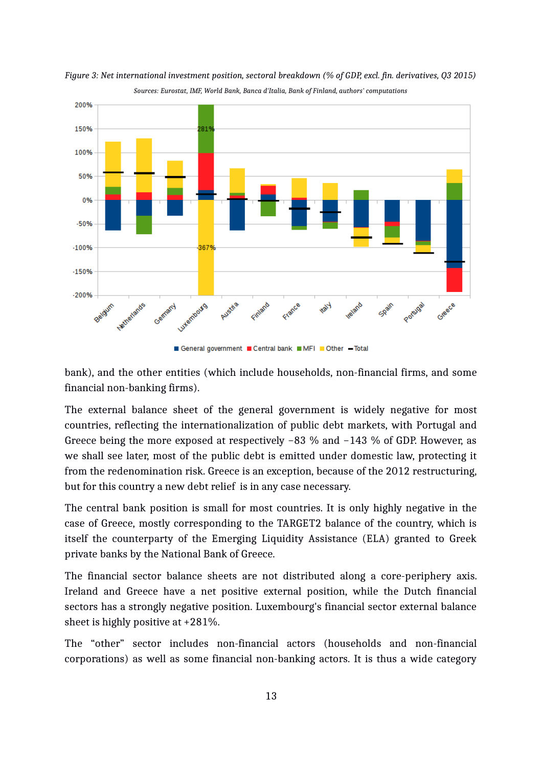*Figure 3: Net international investment position, sectoral breakdown (% of GDP, excl. fin. derivatives, Q3 2015)*

*Sources: Eurostat, IMF, World Bank, Banca d'Italia, Bank of Finland, authors' computations*

bank), and the other entities (which include households, non-financial firms, and some financial non-banking firms).

The external balance sheet of the general government is widely negative for most countries, reflecting the internationalization of public debt markets, with Portugal and Greece being the more exposed at respectively −83 % and −143 % of GDP. However, as we shall see later, most of the public debt is emitted under domestic law, protecting it from the redenomination risk. Greece is an exception, because of the 2012 restructuring, but for this country a new debt relief is in any case necessary.

The central bank position is small for most countries. It is only highly negative in the case of Greece, mostly corresponding to the TARGET2 balance of the country, which is itself the counterparty of the Emerging Liquidity Assistance (ELA) granted to Greek private banks by the National Bank of Greece.

The financial sector balance sheets are not distributed along a core-periphery axis. Ireland and Greece have a net positive external position, while the Dutch financial sectors has a strongly negative position. Luxembourg's financial sector external balance sheet is highly positive at +281%.

The "other" sector includes non-financial actors (households and non-financial corporations) as well as some financial non-banking actors. It is thus a wide category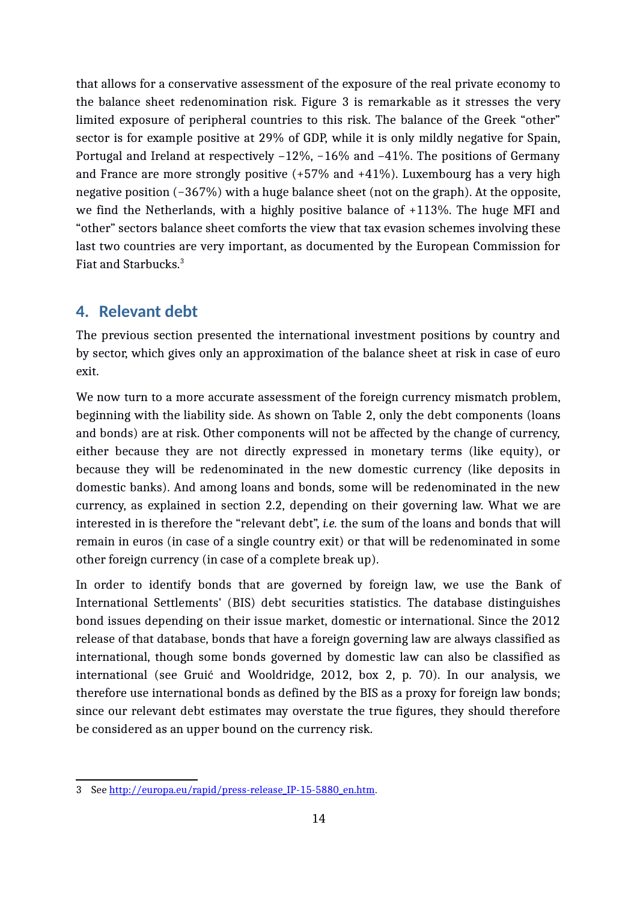that allows for a conservative assessment of the exposure of the real private economy to the balance sheet redenomination risk. Figure 3 is remarkable as it stresses the very limited exposure of peripheral countries to this risk. The balance of the Greek "other" sector is for example positive at 29% of GDP, while it is only mildly negative for Spain, Portugal and Ireland at respectively –12%, –16% and –41%. The positions of Germany and France are more strongly positive (+57% and +41%). Luxembourg has a very high negative position (–367%) with a huge balance sheet (not on the graph). At the opposite, we find the Netherlands, with a highly positive balance of +113%. The huge MFI and "other" sectors balance sheet comforts the view that tax evasion schemes involving these last two countries are very important, as documented by the European Commission for Fiat and Starbucks.[3]

## 4. Relevant debt

The previous section presented the international investment positions by country and by sector, which gives only an approximation of the balance sheet at risk in case of euro exit.

We now turn to a more accurate assessment of the foreign currency mismatch problem, beginning with the liability side. As shown on Table 2, only the debt components (loans and bonds) are at risk. Other components will not be affected by the change of currency, either because they are not directly expressed in monetary terms (like equity), or because they will be redenominated in the new domestic currency (like deposits in domestic banks). And among loans and bonds, some will be redenominated in the new currency, as explained in section 2.2, depending on their governing law. What we are interested in is therefore the "relevant debt", *i.e.* the sum of the loans and bonds that will remain in euros (in case of a single country exit) or that will be redenominated in some other foreign currency (in case of a complete break up).

In order to identify bonds that are governed by foreign law, we use the Bank of International Settlements' (BIS) debt securities statistics. The database distinguishes bond issues depending on their issue market, domestic or international. Since the 2012 release of that database, bonds that have a foreign governing law are always classified as international, though some bonds governed by domestic law can also be classified as international (see Gruić and Wooldridge, 2012, box 2, p. 70). In our analysis, we therefore use international bonds as defined by the BIS as a proxy for foreign law bonds; since our relevant debt estimates may overstate the true figures, they should therefore be considered as an upper bound on the currency risk.

---

3 See http://europa.eu/rapid/press-release_IP-15-5880_en.htm.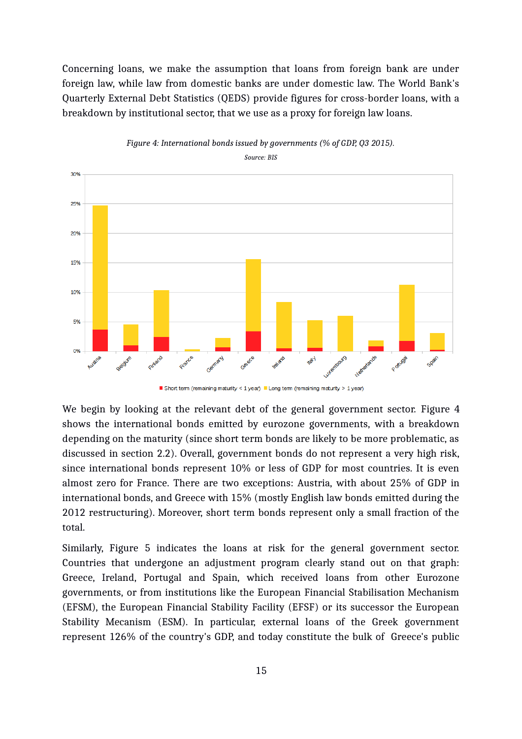Concerning loans, we make the assumption that loans from foreign bank are under foreign law, while law from domestic banks are under domestic law. The World Bank's Quarterly External Debt Statistics (QEDS) provide figures for cross-border loans, with a breakdown by institutional sector, that we use as a proxy for foreign law loans.

*Figure 4: International bonds issued by governments (% of GDP, Q3 2015).*

*Source: BIS*

We begin by looking at the relevant debt of the general government sector. Figure 4 shows the international bonds emitted by eurozone governments, with a breakdown depending on the maturity (since short term bonds are likely to be more problematic, as discussed in section 2.2). Overall, government bonds do not represent a very high risk, since international bonds represent 10% or less of GDP for most countries. It is even almost zero for France. There are two exceptions: Austria, with about 25% of GDP in international bonds, and Greece with 15% (mostly English law bonds emitted during the 2012 restructuring). Moreover, short term bonds represent only a small fraction of the total.

Similarly, Figure 5 indicates the loans at risk for the general government sector. Countries that undergone an adjustment program clearly stand out on that graph: Greece, Ireland, Portugal and Spain, which received loans from other Eurozone governments, or from institutions like the European Financial Stabilisation Mechanism (EFSM), the European Financial Stability Facility (EFSF) or its successor the European Stability Mecanism (ESM). In particular, external loans of the Greek government represent 126% of the country's GDP, and today constitute the bulk of Greece's public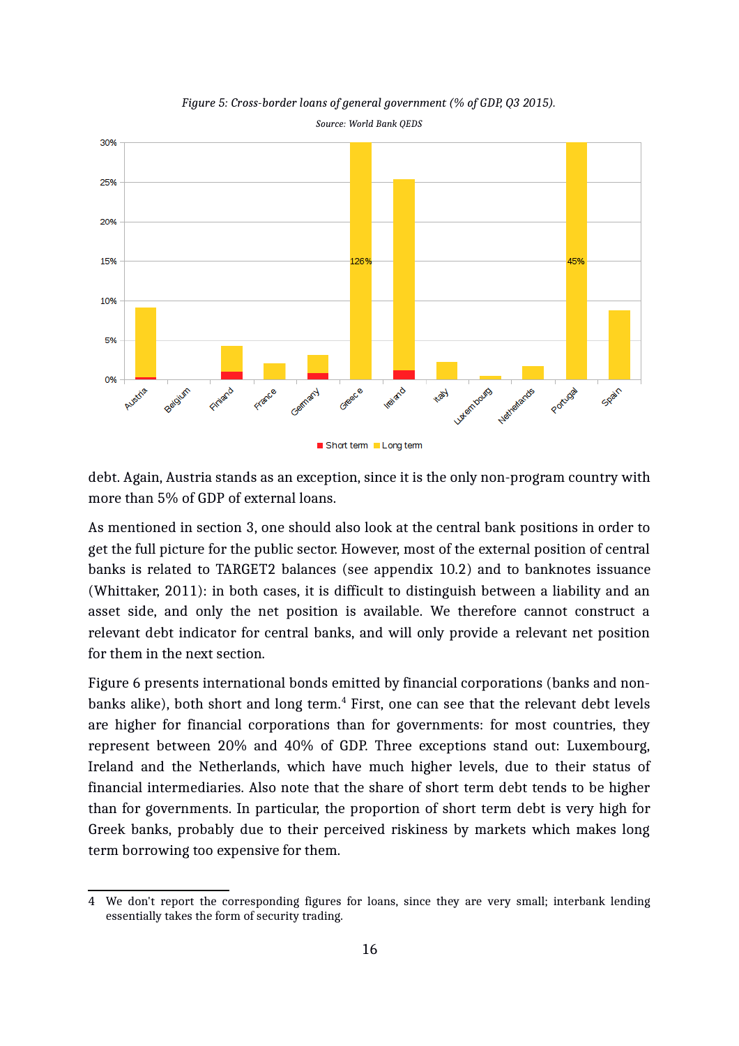*Figure 5: Cross-border loans of general government (% of GDP, Q3 2015).*

*Source: World Bank QEDS*

debt. Again, Austria stands as an exception, since it is the only non-program country with more than 5% of GDP of external loans.

As mentioned in section 3, one should also look at the central bank positions in order to get the full picture for the public sector. However, most of the external position of central banks is related to TARGET2 balances (see appendix 10.2) and to banknotes issuance (Whittaker, 2011): in both cases, it is difficult to distinguish between a liability and an asset side, and only the net position is available. We therefore cannot construct a relevant debt indicator for central banks, and will only provide a relevant net position for them in the next section.

Figure 6 presents international bonds emitted by financial corporations (banks and non-banks alike), both short and long term.[4] First, one can see that the relevant debt levels are higher for financial corporations than for governments: for most countries, they represent between 20% and 40% of GDP. Three exceptions stand out: Luxembourg, Ireland and the Netherlands, which have much higher levels, due to their status of financial intermediaries. Also note that the share of short term debt tends to be higher than for governments. In particular, the proportion of short term debt is very high for Greek banks, probably due to their perceived riskiness by markets which makes long term borrowing too expensive for them.

4 We don't report the corresponding figures for loans, since they are very small; interbank lending essentially takes the form of security trading.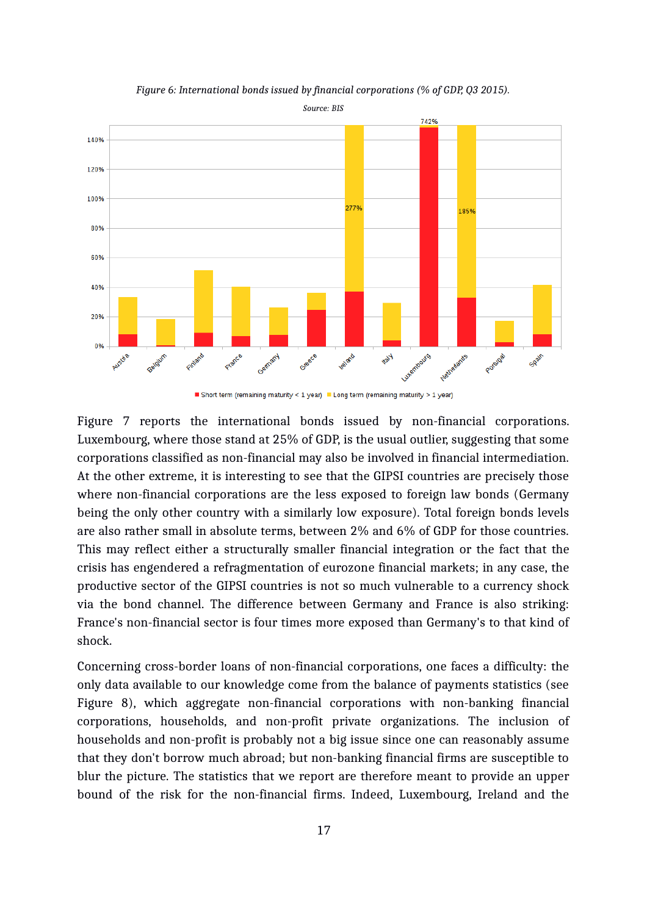*Figure 6: International bonds issued by financial corporations (% of GDP, Q3 2015).*

*Source: BIS*

Figure 7 reports the international bonds issued by non-financial corporations. Luxembourg, where those stand at 25% of GDP, is the usual outlier, suggesting that some corporations classified as non-financial may also be involved in financial intermediation. At the other extreme, it is interesting to see that the GIPSI countries are precisely those where non-financial corporations are the less exposed to foreign law bonds (Germany being the only other country with a similarly low exposure). Total foreign bonds levels are also rather small in absolute terms, between 2% and 6% of GDP for those countries. This may reflect either a structurally smaller financial integration or the fact that the crisis has engendered a refragmentation of eurozone financial markets; in any case, the productive sector of the GIPSI countries is not so much vulnerable to a currency shock via the bond channel. The difference between Germany and France is also striking: France's non-financial sector is four times more exposed than Germany's to that kind of shock.

Concerning cross-border loans of non-financial corporations, one faces a difficulty: the only data available to our knowledge come from the balance of payments statistics (see Figure 8), which aggregate non-financial corporations with non-banking financial corporations, households, and non-profit private organizations. The inclusion of households and non-profit is probably not a big issue since one can reasonably assume that they don't borrow much abroad; but non-banking financial firms are susceptible to blur the picture. The statistics that we report are therefore meant to provide an upper bound of the risk for the non-financial firms. Indeed, Luxembourg, Ireland and the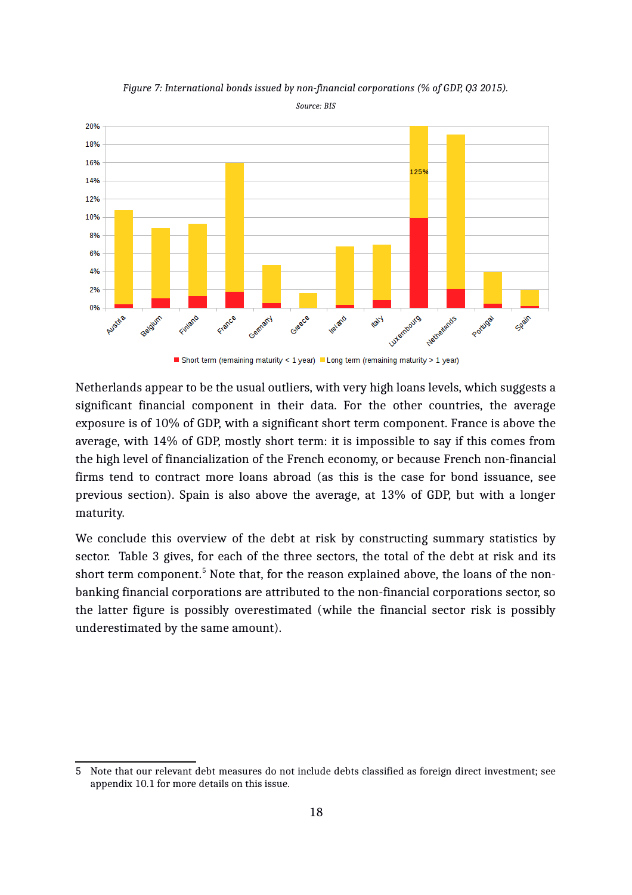*Figure 7: International bonds issued by non-financial corporations (% of GDP, Q3 2015).*

*Source: BIS*

Netherlands appear to be the usual outliers, with very high loans levels, which suggests a significant financial component in their data. For the other countries, the average exposure is of 10% of GDP, with a significant short term component. France is above the average, with 14% of GDP, mostly short term: it is impossible to say if this comes from the high level of financialization of the French economy, or because French non-financial firms tend to contract more loans abroad (as this is the case for bond issuance, see previous section). Spain is also above the average, at 13% of GDP, but with a longer maturity.

We conclude this overview of the debt at risk by constructing summary statistics by sector. Table 3 gives, for each of the three sectors, the total of the debt at risk and its short term component.[5] Note that, for the reason explained above, the loans of the non-banking financial corporations are attributed to the non-financial corporations sector, so the latter figure is possibly overestimated (while the financial sector risk is possibly underestimated by the same amount).

---

5 Note that our relevant debt measures do not include debts classified as foreign direct investment; see appendix 10.1 for more details on this issue.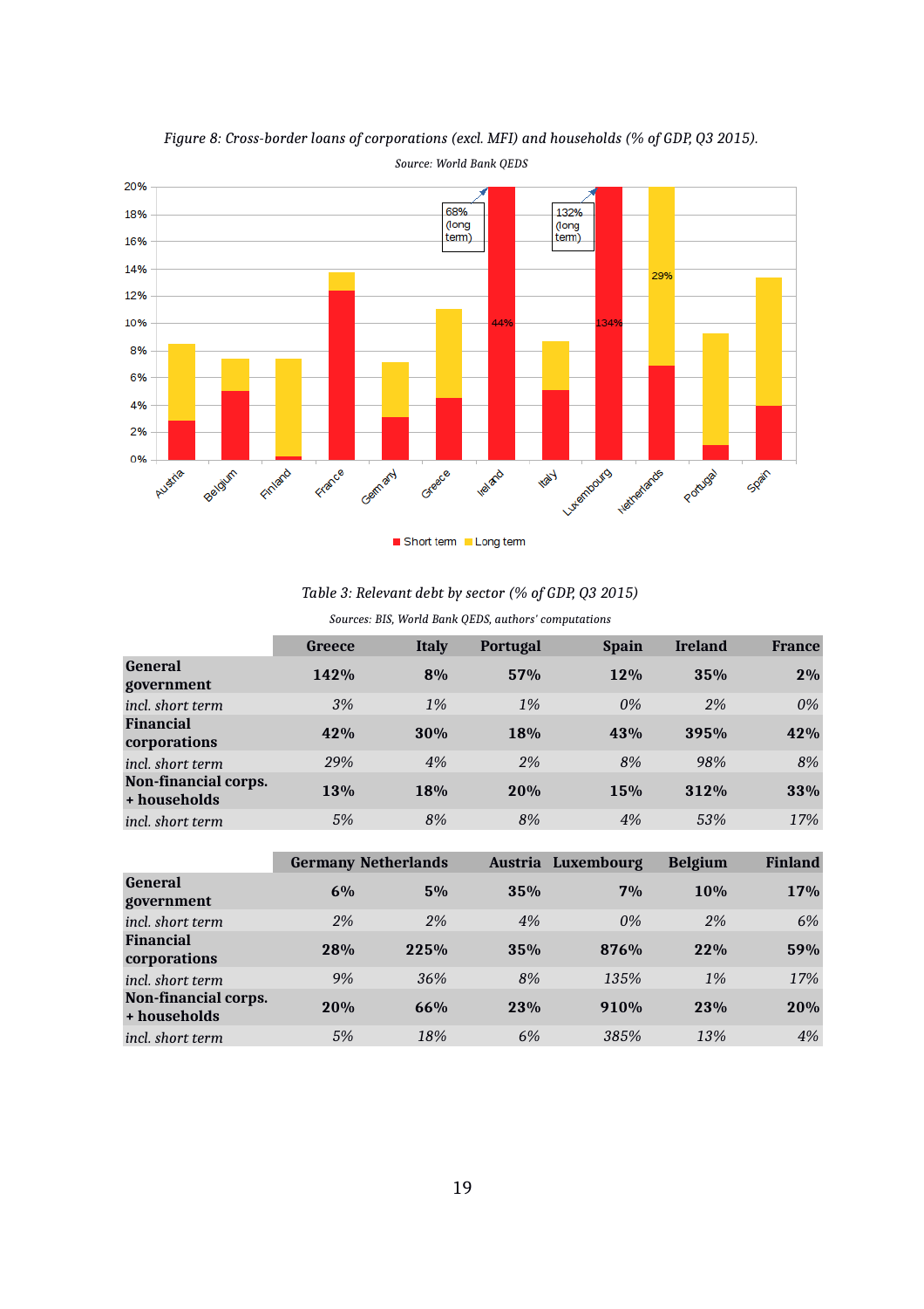*Figure 8: Cross-border loans of corporations (excl. MFI) and households (% of GDP, Q3 2015).*

*Source: World Bank QEDS*

*Table 3: Relevant debt by sector (% of GDP, Q3 2015)*

*Sources: BIS, World Bank QEDS, authors' computations*

| | Greece | Italy | Portugal | Spain | Ireland | France |
|---|---|---|---|---|---|---|
| **General government** | **142%** | **8%** | **57%** | **12%** | **35%** | **2%** |
| *incl. short term* | *3%* | *1%* | *1%* | *0%* | *2%* | *0%* |
| **Financial corporations** | **42%** | **30%** | **18%** | **43%** | **395%** | **42%** |
| *incl. short term* | *29%* | *4%* | *2%* | *8%* | *98%* | *8%* |
| **Non-financial corps. + households** | **13%** | **18%** | **20%** | **15%** | **312%** | **33%** |
| *incl. short term* | *5%* | *8%* | *8%* | *4%* | *53%* | *17%* |

| | Germany | Netherlands | Austria | Luxembourg | Belgium | Finland |
|---|---|---|---|---|---|---|
| **General government** | **6%** | **5%** | **35%** | **7%** | **10%** | **17%** |
| *incl. short term* | *2%* | *2%* | *4%* | *0%* | *2%* | *6%* |
| **Financial corporations** | **28%** | **225%** | **35%** | **876%** | **22%** | **59%** |
| *incl. short term* | *9%* | *36%* | *8%* | *135%* | *1%* | *17%* |
| **Non-financial corps. + households** | **20%** | **66%** | **23%** | **910%** | **23%** | **20%** |
| *incl. short term* | *5%* | *18%* | *6%* | *385%* | *13%* | *4%* |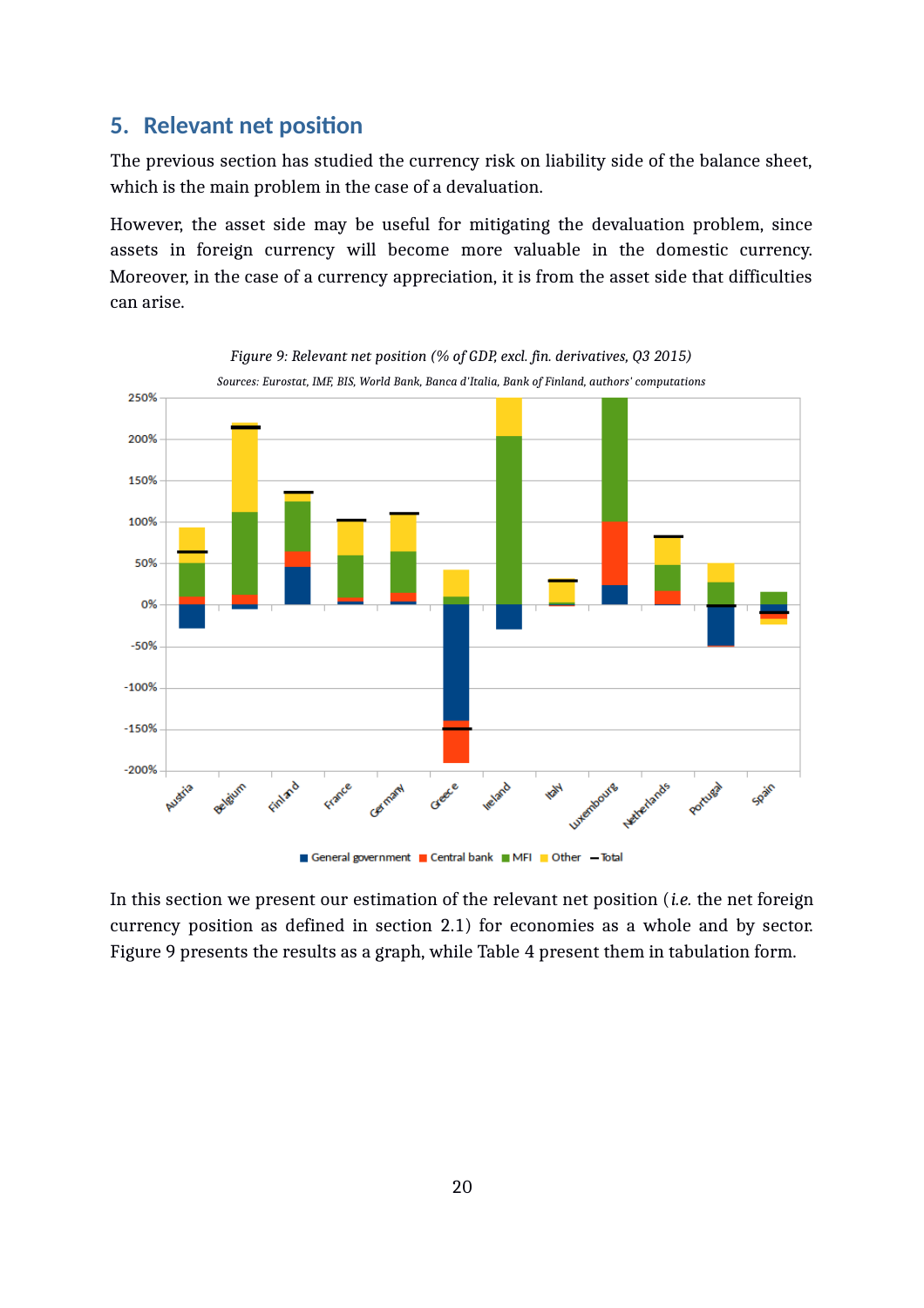## 5. Relevant net position

The previous section has studied the currency risk on liability side of the balance sheet, which is the main problem in the case of a devaluation.

However, the asset side may be useful for mitigating the devaluation problem, since assets in foreign currency will become more valuable in the domestic currency. Moreover, in the case of a currency appreciation, it is from the asset side that difficulties can arise.

*Figure 9: Relevant net position (% of GDP, excl. fin. derivatives, Q3 2015)*

*Sources: Eurostat, IMF, BIS, World Bank, Banca d'Italia, Bank of Finland, authors' computations*

In this section we present our estimation of the relevant net position (*i.e.* the net foreign currency position as defined in section 2.1) for economies as a whole and by sector. Figure 9 presents the results as a graph, while Table 4 present them in tabulation form.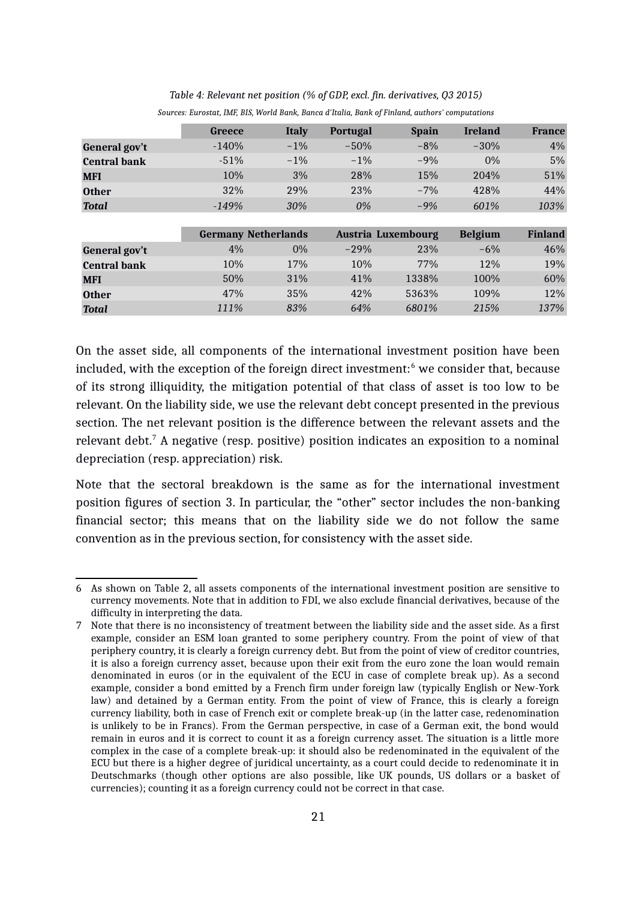*Table 4: Relevant net position (% of GDP, excl. fin. derivatives, Q3 2015)*

*Sources: Eurostat, IMF, BIS, World Bank, Banca d'Italia, Bank of Finland, authors' computations*

| | Greece | Italy | Portugal | Spain | Ireland | France |
|---|---|---|---|---|---|---|
| **General gov't** | -140% | −1% | −50% | −8% | −30% | 4% |
| **Central bank** | -51% | −1% | −1% | −9% | 0% | 5% |
| **MFI** | 10% | 3% | 28% | 15% | 204% | 51% |
| **Other** | 32% | 29% | 23% | −7% | 428% | 44% |
| ***Total*** | *-149%* | *30%* | *0%* | *−9%* | *601%* | *103%* |

| | Germany | Netherlands | Austria | Luxembourg | Belgium | Finland |
|---|---|---|---|---|---|---|
| **General gov't** | 4% | 0% | −29% | 23% | −6% | 46% |
| **Central bank** | 10% | 17% | 10% | 77% | 12% | 19% |
| **MFI** | 50% | 31% | 41% | 1338% | 100% | 60% |
| **Other** | 47% | 35% | 42% | 5363% | 109% | 12% |
| ***Total*** | *111%* | *83%* | *64%* | *6801%* | *215%* | *137%* |

On the asset side, all components of the international investment position have been included, with the exception of the foreign direct investment:[6] we consider that, because of its strong illiquidity, the mitigation potential of that class of asset is too low to be relevant. On the liability side, we use the relevant debt concept presented in the previous section. The net relevant position is the difference between the relevant assets and the relevant debt.[7] A negative (resp. positive) position indicates an exposition to a nominal depreciation (resp. appreciation) risk.

Note that the sectoral breakdown is the same as for the international investment position figures of section 3. In particular, the "other" sector includes the non-banking financial sector; this means that on the liability side we do not follow the same convention as in the previous section, for consistency with the asset side.

6 As shown on Table 2, all assets components of the international investment position are sensitive to currency movements. Note that in addition to FDI, we also exclude financial derivatives, because of the difficulty in interpreting the data.

7 Note that there is no inconsistency of treatment between the liability side and the asset side. As a first example, consider an ESM loan granted to some periphery country. From the point of view of that periphery country, it is clearly a foreign currency debt. But from the point of view of creditor countries, it is also a foreign currency asset, because upon their exit from the euro zone the loan would remain denominated in euros (or in the equivalent of the ECU in case of complete break up). As a second example, consider a bond emitted by a French firm under foreign law (typically English or New-York law) and detained by a German entity. From the point of view of France, this is clearly a foreign currency liability, both in case of French exit or complete break-up (in the latter case, redenomination is unlikely to be in Francs). From the German perspective, in case of a German exit, the bond would remain in euros and it is correct to count it as a foreign currency asset. The situation is a little more complex in the case of a complete break-up: it should also be redenominated in the equivalent of the ECU but there is a higher degree of juridical uncertainty, as a court could decide to redenominate it in Deutschmarks (though other options are also possible, like UK pounds, US dollars or a basket of currencies); counting it as a foreign currency could not be correct in that case.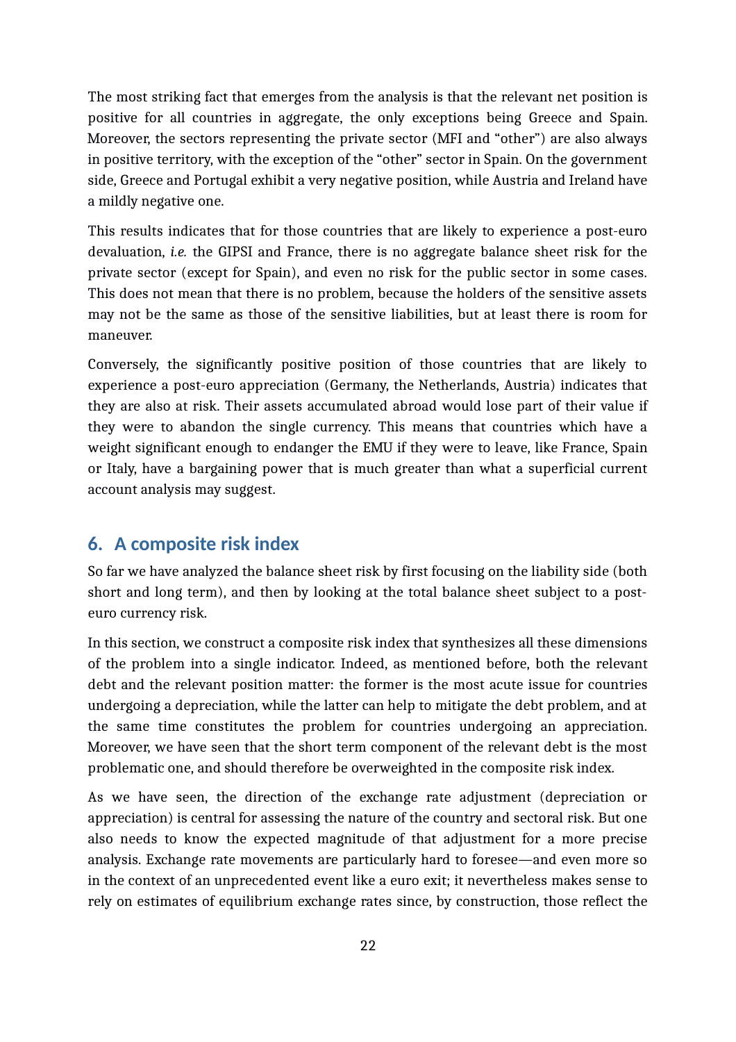The most striking fact that emerges from the analysis is that the relevant net position is positive for all countries in aggregate, the only exceptions being Greece and Spain. Moreover, the sectors representing the private sector (MFI and "other") are also always in positive territory, with the exception of the "other" sector in Spain. On the government side, Greece and Portugal exhibit a very negative position, while Austria and Ireland have a mildly negative one.

This results indicates that for those countries that are likely to experience a post-euro devaluation, *i.e.* the GIPSI and France, there is no aggregate balance sheet risk for the private sector (except for Spain), and even no risk for the public sector in some cases. This does not mean that there is no problem, because the holders of the sensitive assets may not be the same as those of the sensitive liabilities, but at least there is room for maneuver.

Conversely, the significantly positive position of those countries that are likely to experience a post-euro appreciation (Germany, the Netherlands, Austria) indicates that they are also at risk. Their assets accumulated abroad would lose part of their value if they were to abandon the single currency. This means that countries which have a weight significant enough to endanger the EMU if they were to leave, like France, Spain or Italy, have a bargaining power that is much greater than what a superficial current account analysis may suggest.

## 6. A composite risk index

So far we have analyzed the balance sheet risk by first focusing on the liability side (both short and long term), and then by looking at the total balance sheet subject to a post-euro currency risk.

In this section, we construct a composite risk index that synthesizes all these dimensions of the problem into a single indicator. Indeed, as mentioned before, both the relevant debt and the relevant position matter: the former is the most acute issue for countries undergoing a depreciation, while the latter can help to mitigate the debt problem, and at the same time constitutes the problem for countries undergoing an appreciation. Moreover, we have seen that the short term component of the relevant debt is the most problematic one, and should therefore be overweighted in the composite risk index.

As we have seen, the direction of the exchange rate adjustment (depreciation or appreciation) is central for assessing the nature of the country and sectoral risk. But one also needs to know the expected magnitude of that adjustment for a more precise analysis. Exchange rate movements are particularly hard to foresee—and even more so in the context of an unprecedented event like a euro exit; it nevertheless makes sense to rely on estimates of equilibrium exchange rates since, by construction, those reflect the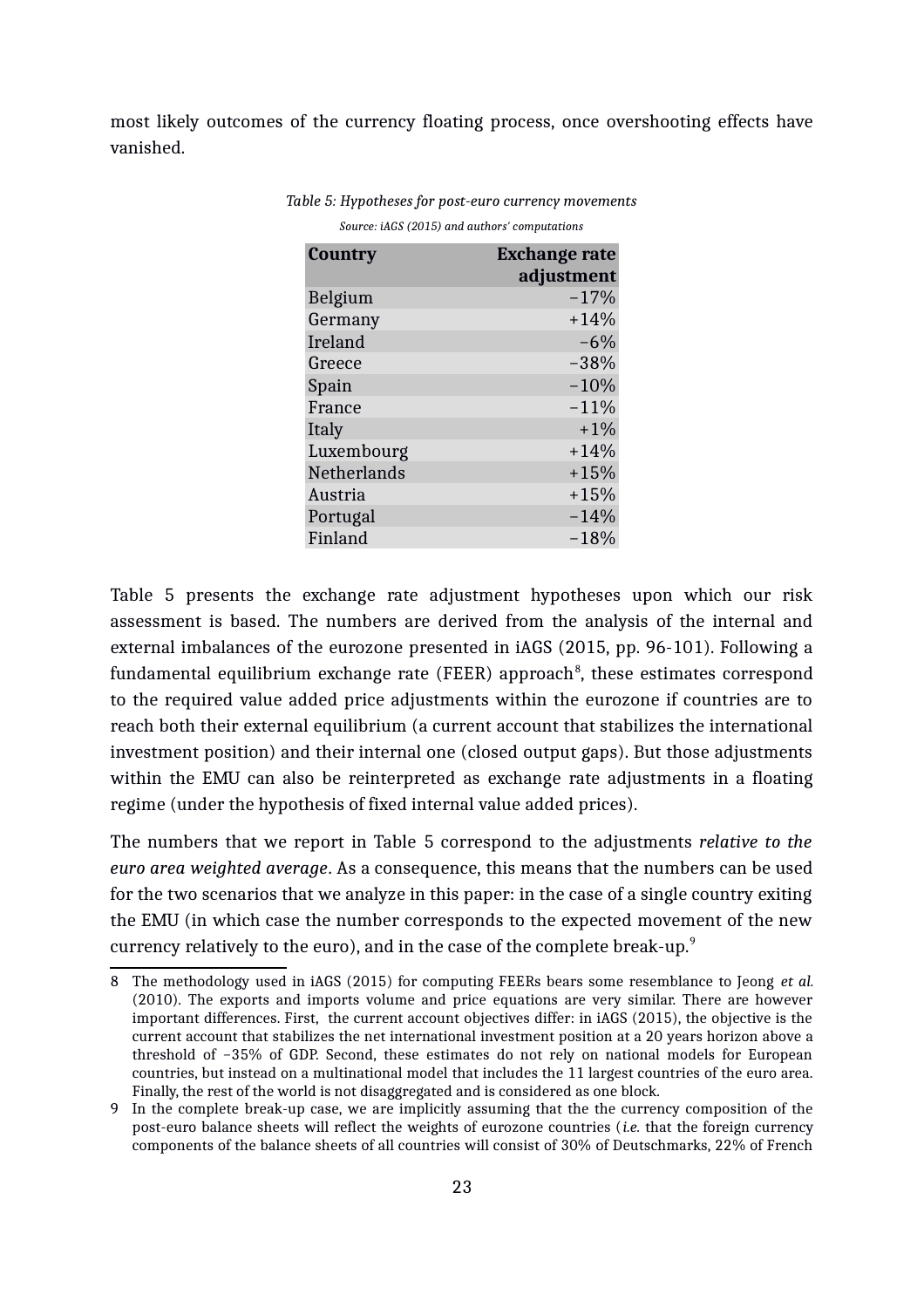most likely outcomes of the currency floating process, once overshooting effects have vanished.

*Table 5: Hypotheses for post-euro currency movements*

*Source: iAGS (2015) and authors' computations*

| Country | Exchange rate adjustment |
|---|---:|
| Belgium | −17% |
| Germany | +14% |
| Ireland | −6% |
| Greece | −38% |
| Spain | −10% |
| France | −11% |
| Italy | +1% |
| Luxembourg | +14% |
| Netherlands | +15% |
| Austria | +15% |
| Portugal | −14% |
| Finland | −18% |

Table 5 presents the exchange rate adjustment hypotheses upon which our risk assessment is based. The numbers are derived from the analysis of the internal and external imbalances of the eurozone presented in iAGS (2015, pp. 96-101). Following a fundamental equilibrium exchange rate (FEER) approach[8], these estimates correspond to the required value added price adjustments within the eurozone if countries are to reach both their external equilibrium (a current account that stabilizes the international investment position) and their internal one (closed output gaps). But those adjustments within the EMU can also be reinterpreted as exchange rate adjustments in a floating regime (under the hypothesis of fixed internal value added prices).

The numbers that we report in Table 5 correspond to the adjustments ***relative to the euro area weighted average***. As a consequence, this means that the numbers can be used for the two scenarios that we analyze in this paper: in the case of a single country exiting the EMU (in which case the number corresponds to the expected movement of the new currency relatively to the euro), and in the case of the complete break-up.[9]

8 The methodology used in iAGS (2015) for computing FEERs bears some resemblance to Jeong *et al.* (2010). The exports and imports volume and price equations are very similar. There are however important differences. First, the current account objectives differ: in iAGS (2015), the objective is the current account that stabilizes the net international investment position at a 20 years horizon above a threshold of −35% of GDP. Second, these estimates do not rely on national models for European countries, but instead on a multinational model that includes the 11 largest countries of the euro area. Finally, the rest of the world is not disaggregated and is considered as one block.

9 In the complete break-up case, we are implicitly assuming that the the currency composition of the post-euro balance sheets will reflect the weights of eurozone countries (*i.e.* that the foreign currency components of the balance sheets of all countries will consist of 30% of Deutschmarks, 22% of French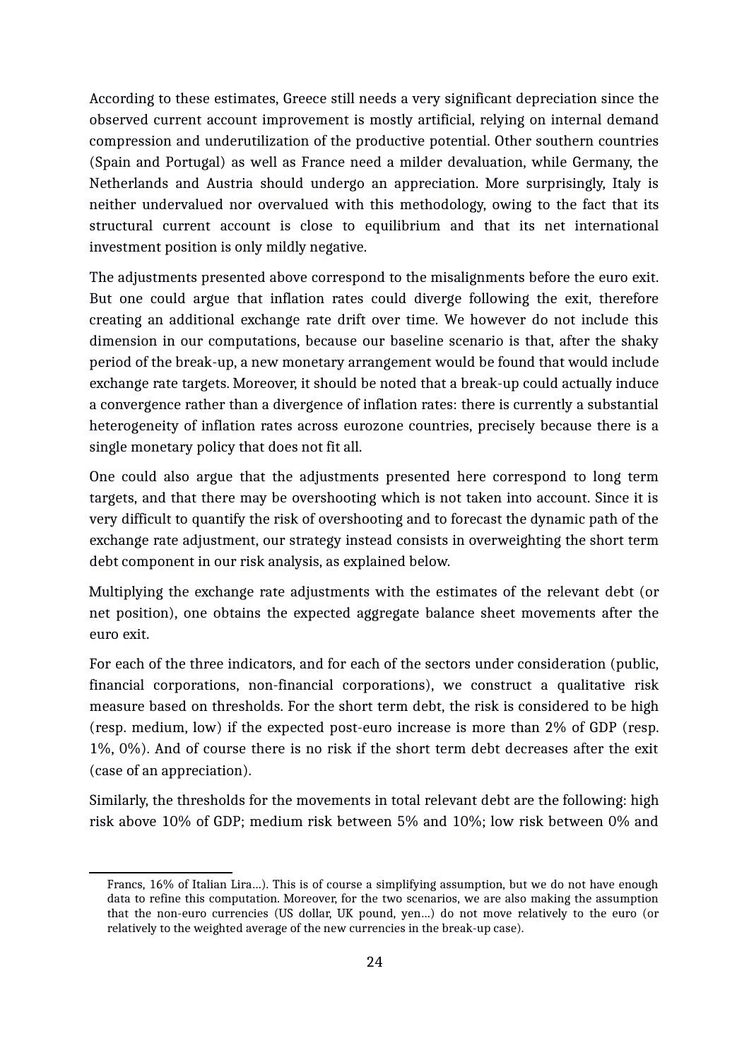According to these estimates, Greece still needs a very significant depreciation since the observed current account improvement is mostly artificial, relying on internal demand compression and underutilization of the productive potential. Other southern countries (Spain and Portugal) as well as France need a milder devaluation, while Germany, the Netherlands and Austria should undergo an appreciation. More surprisingly, Italy is neither undervalued nor overvalued with this methodology, owing to the fact that its structural current account is close to equilibrium and that its net international investment position is only mildly negative.

The adjustments presented above correspond to the misalignments before the euro exit. But one could argue that inflation rates could diverge following the exit, therefore creating an additional exchange rate drift over time. We however do not include this dimension in our computations, because our baseline scenario is that, after the shaky period of the break-up, a new monetary arrangement would be found that would include exchange rate targets. Moreover, it should be noted that a break-up could actually induce a convergence rather than a divergence of inflation rates: there is currently a substantial heterogeneity of inflation rates across eurozone countries, precisely because there is a single monetary policy that does not fit all.

One could also argue that the adjustments presented here correspond to long term targets, and that there may be overshooting which is not taken into account. Since it is very difficult to quantify the risk of overshooting and to forecast the dynamic path of the exchange rate adjustment, our strategy instead consists in overweighting the short term debt component in our risk analysis, as explained below.

Multiplying the exchange rate adjustments with the estimates of the relevant debt (or net position), one obtains the expected aggregate balance sheet movements after the euro exit.

For each of the three indicators, and for each of the sectors under consideration (public, financial corporations, non-financial corporations), we construct a qualitative risk measure based on thresholds. For the short term debt, the risk is considered to be high (resp. medium, low) if the expected post-euro increase is more than 2% of GDP (resp. 1%, 0%). And of course there is no risk if the short term debt decreases after the exit (case of an appreciation).

Similarly, the thresholds for the movements in total relevant debt are the following: high risk above 10% of GDP; medium risk between 5% and 10%; low risk between 0% and

---

Francs, 16% of Italian Lira…). This is of course a simplifying assumption, but we do not have enough data to refine this computation. Moreover, for the two scenarios, we are also making the assumption that the non-euro currencies (US dollar, UK pound, yen…) do not move relatively to the euro (or relatively to the weighted average of the new currencies in the break-up case).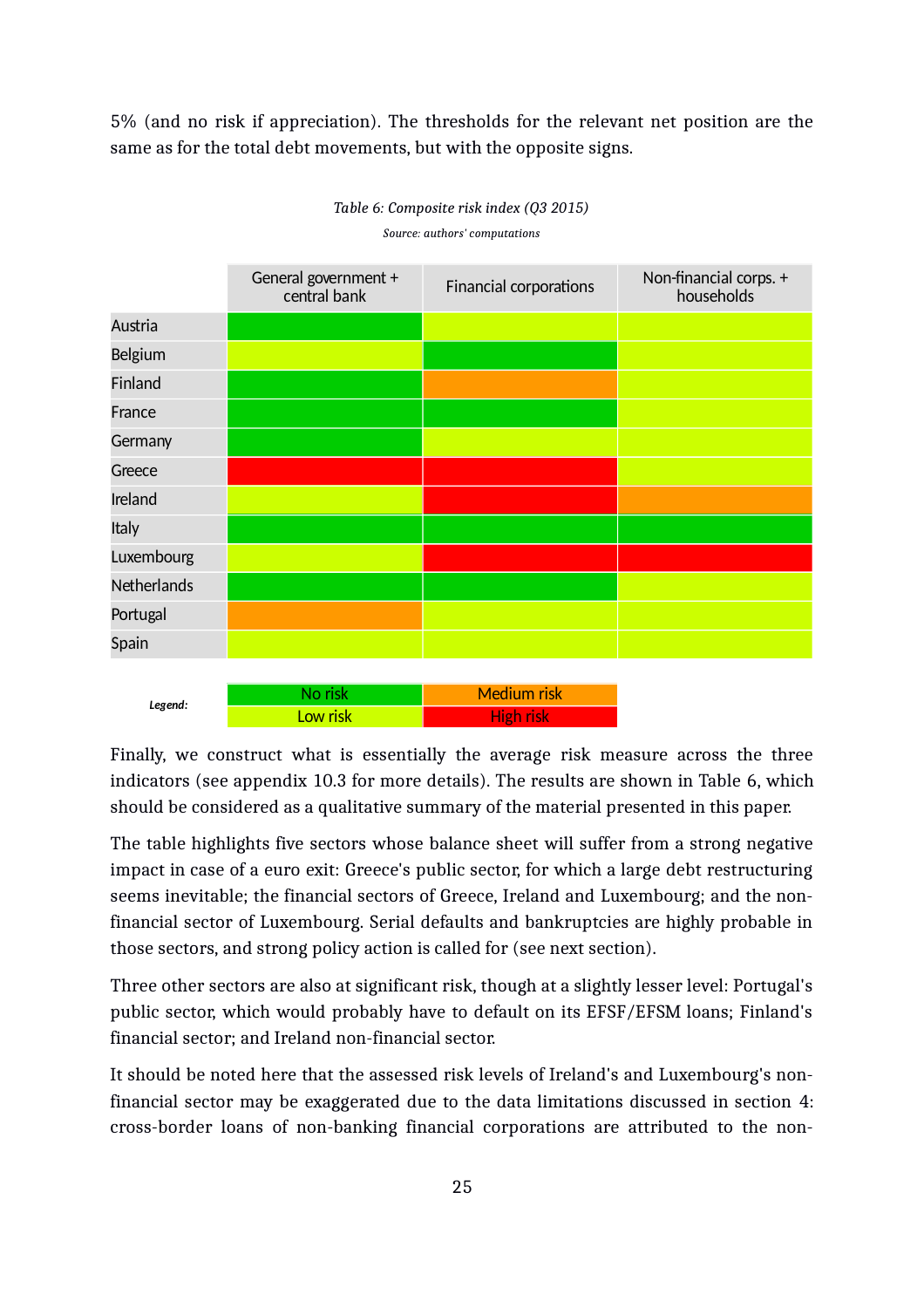5% (and no risk if appreciation). The thresholds for the relevant net position are the same as for the total debt movements, but with the opposite signs.

*Table 6: Composite risk index (Q3 2015)*

*Source: authors' computations*

| | General government + central bank | Financial corporations | Non-financial corps. + households |
|---|---|---|---|
| Austria | No risk | Low risk | Low risk |
| Belgium | Low risk | No risk | Low risk |
| Finland | No risk | Medium risk | Low risk |
| France | No risk | No risk | Low risk |
| Germany | No risk | Low risk | Low risk |
| Greece | High risk | High risk | Low risk |
| Ireland | Low risk | High risk | Medium risk |
| Italy | No risk | No risk | No risk |
| Luxembourg | Low risk | High risk | High risk |
| Netherlands | No risk | No risk | Low risk |
| Portugal | Medium risk | Low risk | Low risk |
| Spain | Low risk | Low risk | Low risk |

*Legend:* No risk (green); Low risk (light green); Medium risk (orange); High risk (red)

Finally, we construct what is essentially the average risk measure across the three indicators (see appendix 10.3 for more details). The results are shown in Table 6, which should be considered as a qualitative summary of the material presented in this paper.

The table highlights five sectors whose balance sheet will suffer from a strong negative impact in case of a euro exit: Greece's public sector, for which a large debt restructuring seems inevitable; the financial sectors of Greece, Ireland and Luxembourg; and the non-financial sector of Luxembourg. Serial defaults and bankruptcies are highly probable in those sectors, and strong policy action is called for (see next section).

Three other sectors are also at significant risk, though at a slightly lesser level: Portugal's public sector, which would probably have to default on its EFSF/EFSM loans; Finland's financial sector; and Ireland non-financial sector.

It should be noted here that the assessed risk levels of Ireland's and Luxembourg's non-financial sector may be exaggerated due to the data limitations discussed in section 4: cross-border loans of non-banking financial corporations are attributed to the non-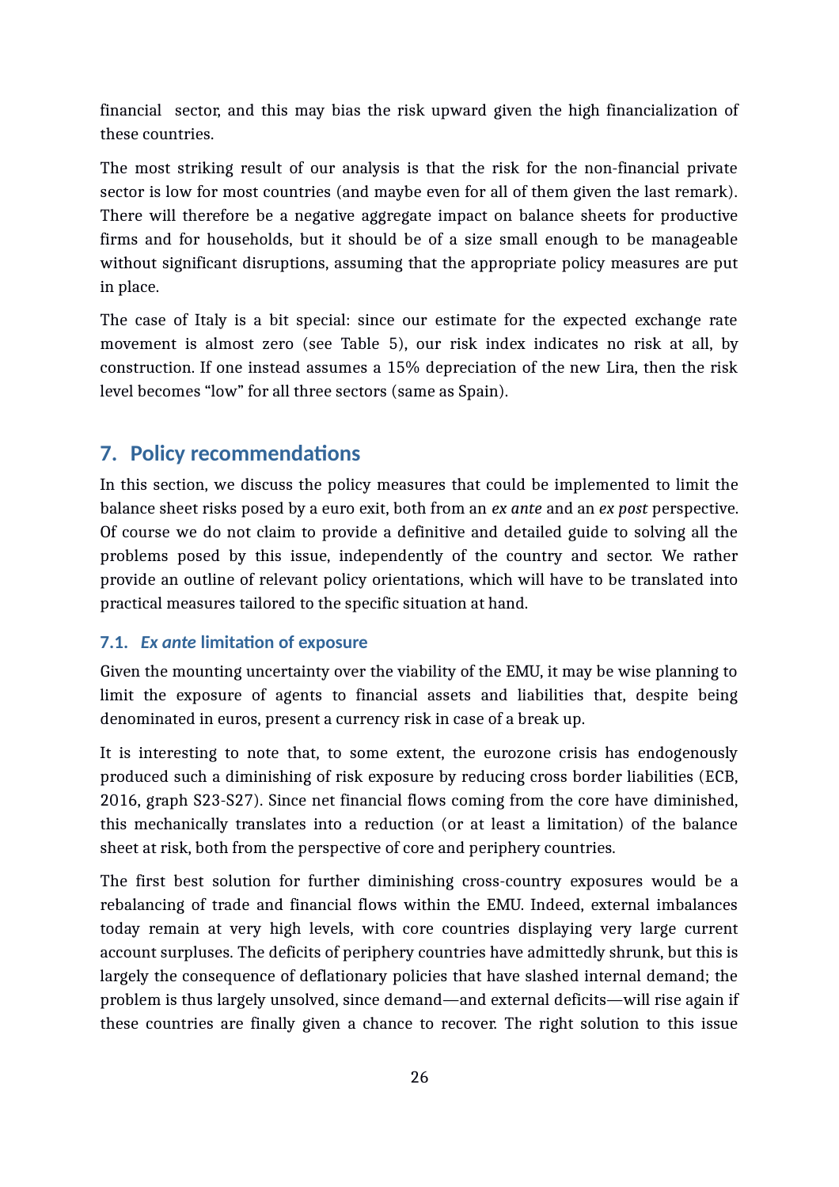financial sector, and this may bias the risk upward given the high financialization of these countries.

The most striking result of our analysis is that the risk for the non-financial private sector is low for most countries (and maybe even for all of them given the last remark). There will therefore be a negative aggregate impact on balance sheets for productive firms and for households, but it should be of a size small enough to be manageable without significant disruptions, assuming that the appropriate policy measures are put in place.

The case of Italy is a bit special: since our estimate for the expected exchange rate movement is almost zero (see Table 5), our risk index indicates no risk at all, by construction. If one instead assumes a 15% depreciation of the new Lira, then the risk level becomes "low" for all three sectors (same as Spain).

## 7. Policy recommendations

In this section, we discuss the policy measures that could be implemented to limit the balance sheet risks posed by a euro exit, both from an *ex ante* and an *ex post* perspective. Of course we do not claim to provide a definitive and detailed guide to solving all the problems posed by this issue, independently of the country and sector. We rather provide an outline of relevant policy orientations, which will have to be translated into practical measures tailored to the specific situation at hand.

### 7.1. *Ex ante* limitation of exposure

Given the mounting uncertainty over the viability of the EMU, it may be wise planning to limit the exposure of agents to financial assets and liabilities that, despite being denominated in euros, present a currency risk in case of a break up.

It is interesting to note that, to some extent, the eurozone crisis has endogenously produced such a diminishing of risk exposure by reducing cross border liabilities (ECB, 2016, graph S23-S27). Since net financial flows coming from the core have diminished, this mechanically translates into a reduction (or at least a limitation) of the balance sheet at risk, both from the perspective of core and periphery countries.

The first best solution for further diminishing cross-country exposures would be a rebalancing of trade and financial flows within the EMU. Indeed, external imbalances today remain at very high levels, with core countries displaying very large current account surpluses. The deficits of periphery countries have admittedly shrunk, but this is largely the consequence of deflationary policies that have slashed internal demand; the problem is thus largely unsolved, since demand—and external deficits—will rise again if these countries are finally given a chance to recover. The right solution to this issue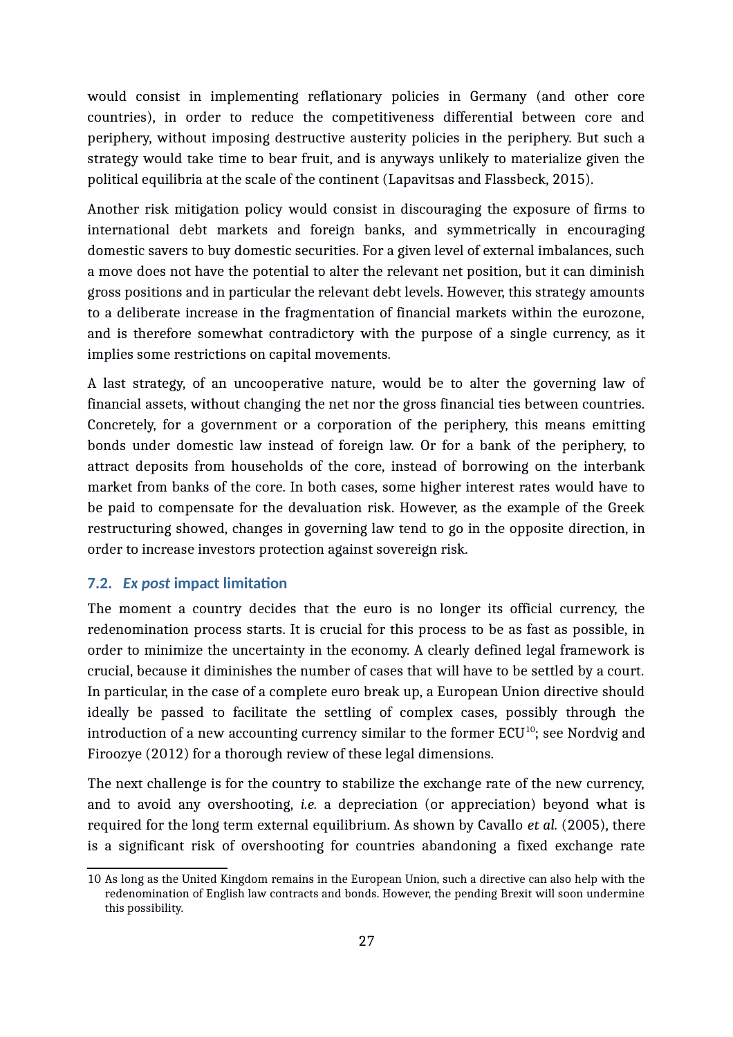would consist in implementing reflationary policies in Germany (and other core countries), in order to reduce the competitiveness differential between core and periphery, without imposing destructive austerity policies in the periphery. But such a strategy would take time to bear fruit, and is anyways unlikely to materialize given the political equilibria at the scale of the continent (Lapavitsas and Flassbeck, 2015).

Another risk mitigation policy would consist in discouraging the exposure of firms to international debt markets and foreign banks, and symmetrically in encouraging domestic savers to buy domestic securities. For a given level of external imbalances, such a move does not have the potential to alter the relevant net position, but it can diminish gross positions and in particular the relevant debt levels. However, this strategy amounts to a deliberate increase in the fragmentation of financial markets within the eurozone, and is therefore somewhat contradictory with the purpose of a single currency, as it implies some restrictions on capital movements.

A last strategy, of an uncooperative nature, would be to alter the governing law of financial assets, without changing the net nor the gross financial ties between countries. Concretely, for a government or a corporation of the periphery, this means emitting bonds under domestic law instead of foreign law. Or for a bank of the periphery, to attract deposits from households of the core, instead of borrowing on the interbank market from banks of the core. In both cases, some higher interest rates would have to be paid to compensate for the devaluation risk. However, as the example of the Greek restructuring showed, changes in governing law tend to go in the opposite direction, in order to increase investors protection against sovereign risk.

### 7.2. *Ex post* impact limitation

The moment a country decides that the euro is no longer its official currency, the redenomination process starts. It is crucial for this process to be as fast as possible, in order to minimize the uncertainty in the economy. A clearly defined legal framework is crucial, because it diminishes the number of cases that will have to be settled by a court. In particular, in the case of a complete euro break up, a European Union directive should ideally be passed to facilitate the settling of complex cases, possibly through the introduction of a new accounting currency similar to the former ECU[10]; see Nordvig and Firoozye (2012) for a thorough review of these legal dimensions.

The next challenge is for the country to stabilize the exchange rate of the new currency, and to avoid any overshooting, *i.e.* a depreciation (or appreciation) beyond what is required for the long term external equilibrium. As shown by Cavallo *et al.* (2005), there is a significant risk of overshooting for countries abandoning a fixed exchange rate

---

10 As long as the United Kingdom remains in the European Union, such a directive can also help with the redenomination of English law contracts and bonds. However, the pending Brexit will soon undermine this possibility.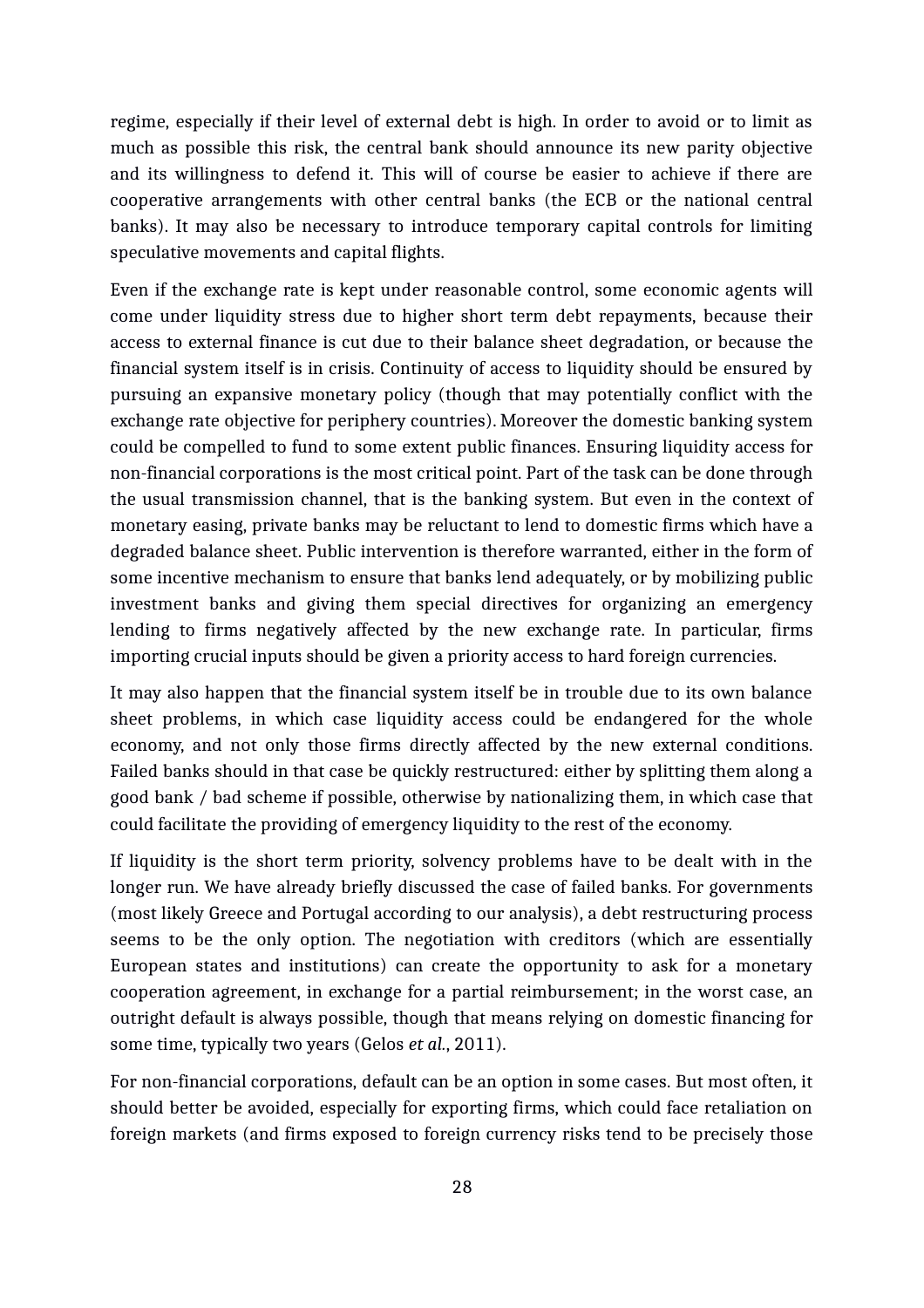regime, especially if their level of external debt is high. In order to avoid or to limit as much as possible this risk, the central bank should announce its new parity objective and its willingness to defend it. This will of course be easier to achieve if there are cooperative arrangements with other central banks (the ECB or the national central banks). It may also be necessary to introduce temporary capital controls for limiting speculative movements and capital flights.

Even if the exchange rate is kept under reasonable control, some economic agents will come under liquidity stress due to higher short term debt repayments, because their access to external finance is cut due to their balance sheet degradation, or because the financial system itself is in crisis. Continuity of access to liquidity should be ensured by pursuing an expansive monetary policy (though that may potentially conflict with the exchange rate objective for periphery countries). Moreover the domestic banking system could be compelled to fund to some extent public finances. Ensuring liquidity access for non-financial corporations is the most critical point. Part of the task can be done through the usual transmission channel, that is the banking system. But even in the context of monetary easing, private banks may be reluctant to lend to domestic firms which have a degraded balance sheet. Public intervention is therefore warranted, either in the form of some incentive mechanism to ensure that banks lend adequately, or by mobilizing public investment banks and giving them special directives for organizing an emergency lending to firms negatively affected by the new exchange rate. In particular, firms importing crucial inputs should be given a priority access to hard foreign currencies.

It may also happen that the financial system itself be in trouble due to its own balance sheet problems, in which case liquidity access could be endangered for the whole economy, and not only those firms directly affected by the new external conditions. Failed banks should in that case be quickly restructured: either by splitting them along a good bank / bad scheme if possible, otherwise by nationalizing them, in which case that could facilitate the providing of emergency liquidity to the rest of the economy.

If liquidity is the short term priority, solvency problems have to be dealt with in the longer run. We have already briefly discussed the case of failed banks. For governments (most likely Greece and Portugal according to our analysis), a debt restructuring process seems to be the only option. The negotiation with creditors (which are essentially European states and institutions) can create the opportunity to ask for a monetary cooperation agreement, in exchange for a partial reimbursement; in the worst case, an outright default is always possible, though that means relying on domestic financing for some time, typically two years (Gelos *et al.*, 2011).

For non-financial corporations, default can be an option in some cases. But most often, it should better be avoided, especially for exporting firms, which could face retaliation on foreign markets (and firms exposed to foreign currency risks tend to be precisely those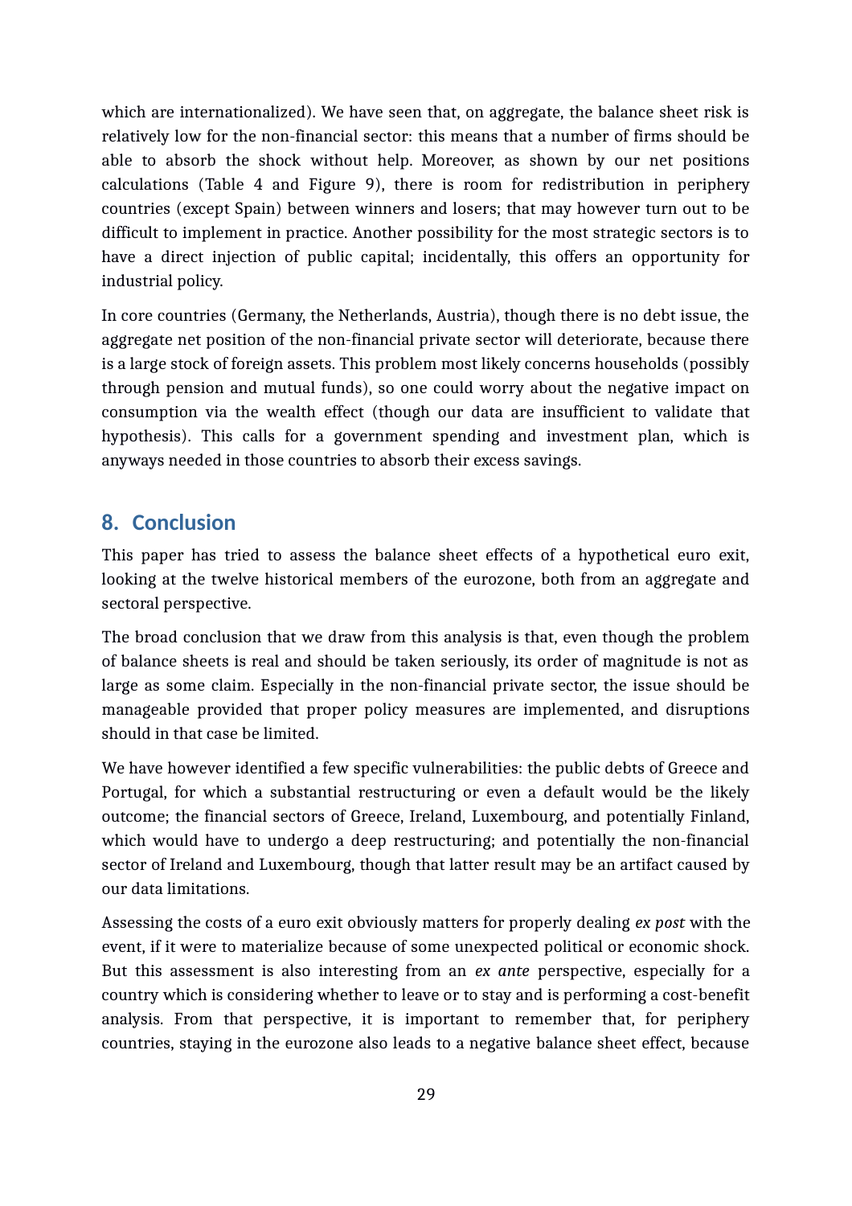which are internationalized). We have seen that, on aggregate, the balance sheet risk is relatively low for the non-financial sector: this means that a number of firms should be able to absorb the shock without help. Moreover, as shown by our net positions calculations (Table 4 and Figure 9), there is room for redistribution in periphery countries (except Spain) between winners and losers; that may however turn out to be difficult to implement in practice. Another possibility for the most strategic sectors is to have a direct injection of public capital; incidentally, this offers an opportunity for industrial policy.

In core countries (Germany, the Netherlands, Austria), though there is no debt issue, the aggregate net position of the non-financial private sector will deteriorate, because there is a large stock of foreign assets. This problem most likely concerns households (possibly through pension and mutual funds), so one could worry about the negative impact on consumption via the wealth effect (though our data are insufficient to validate that hypothesis). This calls for a government spending and investment plan, which is anyways needed in those countries to absorb their excess savings.

## 8. Conclusion

This paper has tried to assess the balance sheet effects of a hypothetical euro exit, looking at the twelve historical members of the eurozone, both from an aggregate and sectoral perspective.

The broad conclusion that we draw from this analysis is that, even though the problem of balance sheets is real and should be taken seriously, its order of magnitude is not as large as some claim. Especially in the non-financial private sector, the issue should be manageable provided that proper policy measures are implemented, and disruptions should in that case be limited.

We have however identified a few specific vulnerabilities: the public debts of Greece and Portugal, for which a substantial restructuring or even a default would be the likely outcome; the financial sectors of Greece, Ireland, Luxembourg, and potentially Finland, which would have to undergo a deep restructuring; and potentially the non-financial sector of Ireland and Luxembourg, though that latter result may be an artifact caused by our data limitations.

Assessing the costs of a euro exit obviously matters for properly dealing *ex post* with the event, if it were to materialize because of some unexpected political or economic shock. But this assessment is also interesting from an *ex ante* perspective, especially for a country which is considering whether to leave or to stay and is performing a cost-benefit analysis. From that perspective, it is important to remember that, for periphery countries, staying in the eurozone also leads to a negative balance sheet effect, because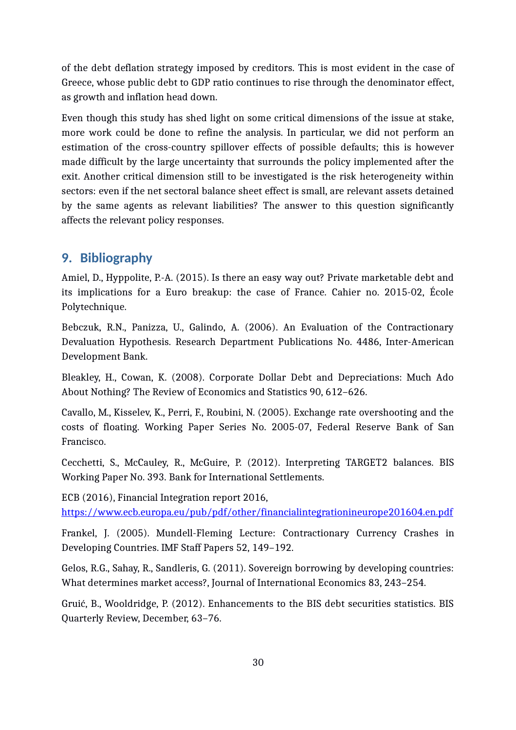of the debt deflation strategy imposed by creditors. This is most evident in the case of Greece, whose public debt to GDP ratio continues to rise through the denominator effect, as growth and inflation head down.

Even though this study has shed light on some critical dimensions of the issue at stake, more work could be done to refine the analysis. In particular, we did not perform an estimation of the cross-country spillover effects of possible defaults; this is however made difficult by the large uncertainty that surrounds the policy implemented after the exit. Another critical dimension still to be investigated is the risk heterogeneity within sectors: even if the net sectoral balance sheet effect is small, are relevant assets detained by the same agents as relevant liabilities? The answer to this question significantly affects the relevant policy responses.

## 9. Bibliography

Amiel, D., Hyppolite, P.-A. (2015). Is there an easy way out? Private marketable debt and its implications for a Euro breakup: the case of France. Cahier no. 2015-02, École Polytechnique.

Bebczuk, R.N., Panizza, U., Galindo, A. (2006). An Evaluation of the Contractionary Devaluation Hypothesis. Research Department Publications No. 4486, Inter-American Development Bank.

Bleakley, H., Cowan, K. (2008). Corporate Dollar Debt and Depreciations: Much Ado About Nothing? The Review of Economics and Statistics 90, 612–626.

Cavallo, M., Kisselev, K., Perri, F., Roubini, N. (2005). Exchange rate overshooting and the costs of floating. Working Paper Series No. 2005-07, Federal Reserve Bank of San Francisco.

Cecchetti, S., McCauley, R., McGuire, P. (2012). Interpreting TARGET2 balances. BIS Working Paper No. 393. Bank for International Settlements.

ECB (2016), Financial Integration report 2016,
https://www.ecb.europa.eu/pub/pdf/other/financialintegrationineurope201604.en.pdf

Frankel, J. (2005). Mundell-Fleming Lecture: Contractionary Currency Crashes in Developing Countries. IMF Staff Papers 52, 149–192.

Gelos, R.G., Sahay, R., Sandleris, G. (2011). Sovereign borrowing by developing countries: What determines market access?, Journal of International Economics 83, 243–254.

Gruić, B., Wooldridge, P. (2012). Enhancements to the BIS debt securities statistics. BIS Quarterly Review, December, 63–76.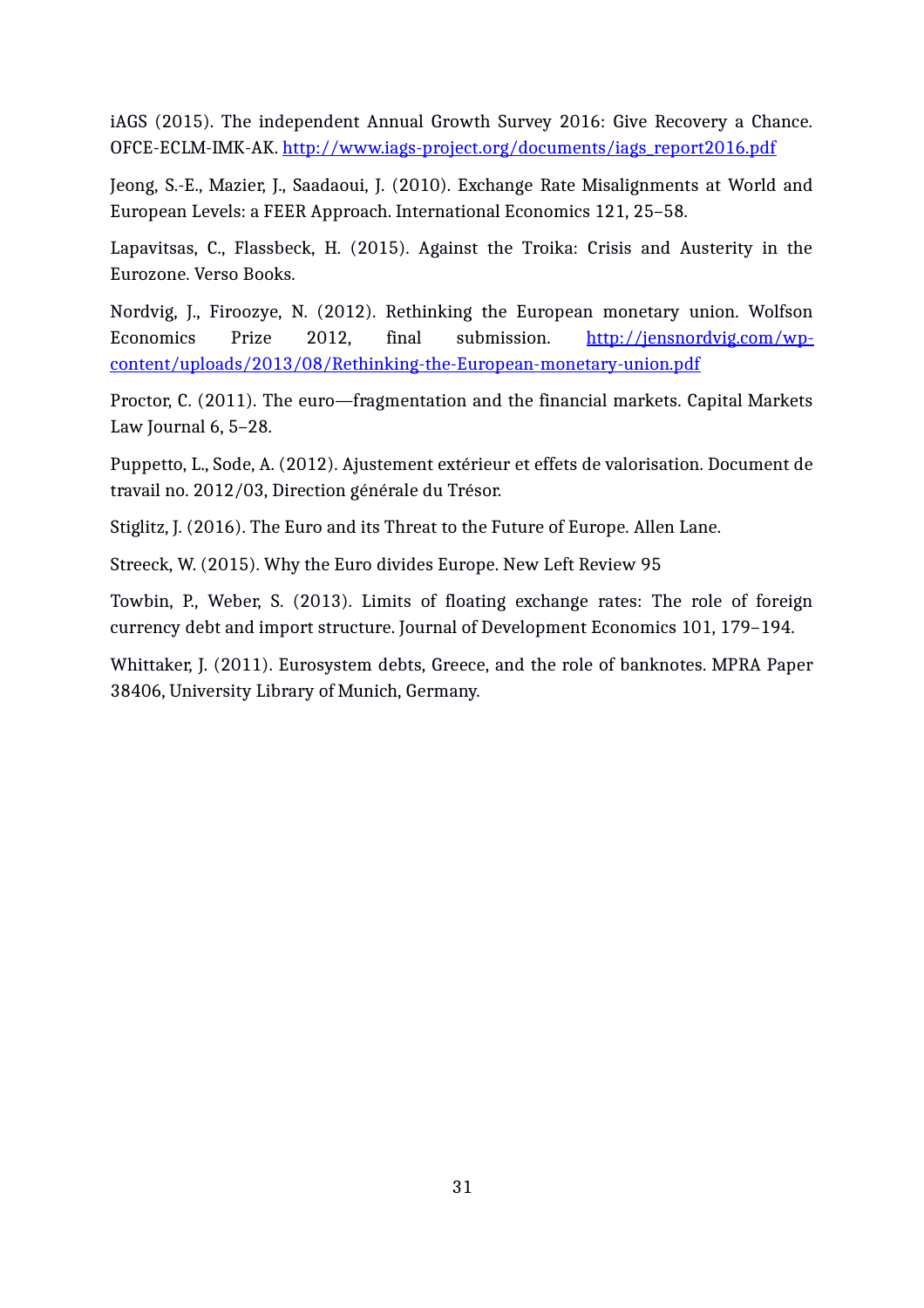iAGS (2015). The independent Annual Growth Survey 2016: Give Recovery a Chance. OFCE-ECLM-IMK-AK. http://www.iags-project.org/documents/iags_report2016.pdf

Jeong, S.-E., Mazier, J., Saadaoui, J. (2010). Exchange Rate Misalignments at World and European Levels: a FEER Approach. International Economics 121, 25–58.

Lapavitsas, C., Flassbeck, H. (2015). Against the Troika: Crisis and Austerity in the Eurozone. Verso Books.

Nordvig, J., Firoozye, N. (2012). Rethinking the European monetary union. Wolfson Economics Prize 2012, final submission. http://jensnordvig.com/wp-content/uploads/2013/08/Rethinking-the-European-monetary-union.pdf

Proctor, C. (2011). The euro—fragmentation and the financial markets. Capital Markets Law Journal 6, 5–28.

Puppetto, L., Sode, A. (2012). Ajustement extérieur et effets de valorisation. Document de travail no. 2012/03, Direction générale du Trésor.

Stiglitz, J. (2016). The Euro and its Threat to the Future of Europe. Allen Lane.

Streeck, W. (2015). Why the Euro divides Europe. New Left Review 95

Towbin, P., Weber, S. (2013). Limits of floating exchange rates: The role of foreign currency debt and import structure. Journal of Development Economics 101, 179–194.

Whittaker, J. (2011). Eurosystem debts, Greece, and the role of banknotes. MPRA Paper 38406, University Library of Munich, Germany.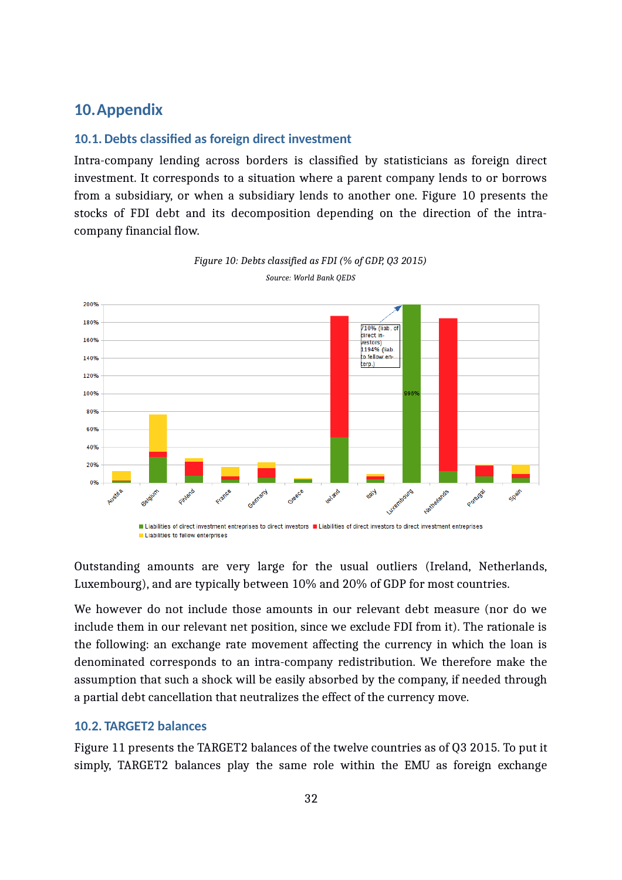# 10. Appendix

## 10.1. Debts classified as foreign direct investment

Intra-company lending across borders is classified by statisticians as foreign direct investment. It corresponds to a situation where a parent company lends to or borrows from a subsidiary, or when a subsidiary lends to another one. Figure 10 presents the stocks of FDI debt and its decomposition depending on the direction of the intra-company financial flow.

*Figure 10: Debts classified as FDI (% of GDP, Q3 2015)*

*Source: World Bank QEDS*

Outstanding amounts are very large for the usual outliers (Ireland, Netherlands, Luxembourg), and are typically between 10% and 20% of GDP for most countries.

We however do not include those amounts in our relevant debt measure (nor do we include them in our relevant net position, since we exclude FDI from it). The rationale is the following: an exchange rate movement affecting the currency in which the loan is denominated corresponds to an intra-company redistribution. We therefore make the assumption that such a shock will be easily absorbed by the company, if needed through a partial debt cancellation that neutralizes the effect of the currency move.

## 10.2. TARGET2 balances

Figure 11 presents the TARGET2 balances of the twelve countries as of Q3 2015. To put it simply, TARGET2 balances play the same role within the EMU as foreign exchange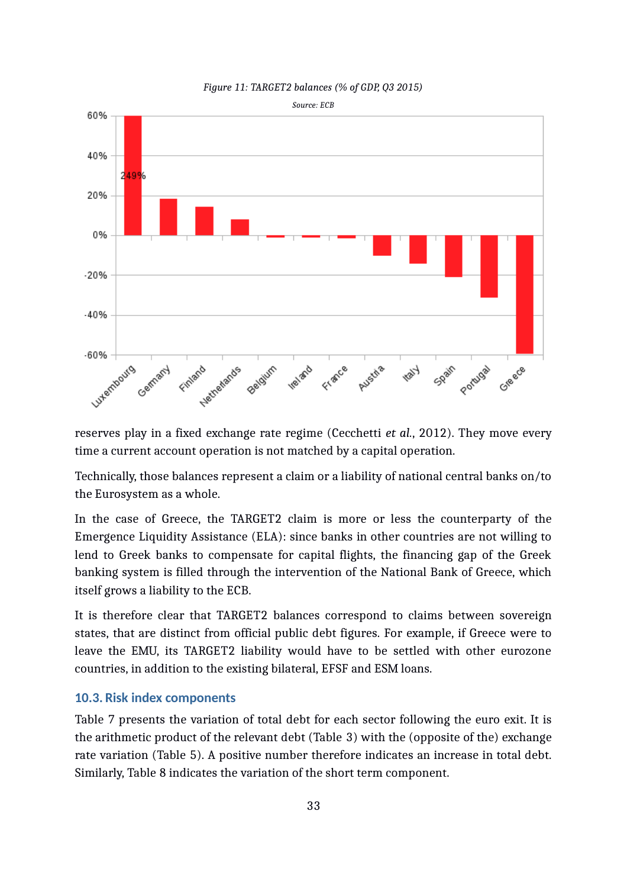*Figure 11: TARGET2 balances (% of GDP, Q3 2015)*

*Source: ECB*

reserves play in a fixed exchange rate regime (Cecchetti *et al.*, 2012). They move every time a current account operation is not matched by a capital operation.

Technically, those balances represent a claim or a liability of national central banks on/to the Eurosystem as a whole.

In the case of Greece, the TARGET2 claim is more or less the counterparty of the Emergence Liquidity Assistance (ELA): since banks in other countries are not willing to lend to Greek banks to compensate for capital flights, the financing gap of the Greek banking system is filled through the intervention of the National Bank of Greece, which itself grows a liability to the ECB.

It is therefore clear that TARGET2 balances correspond to claims between sovereign states, that are distinct from official public debt figures. For example, if Greece were to leave the EMU, its TARGET2 liability would have to be settled with other eurozone countries, in addition to the existing bilateral, EFSF and ESM loans.

## 10.3. Risk index components

Table 7 presents the variation of total debt for each sector following the euro exit. It is the arithmetic product of the relevant debt (Table 3) with the (opposite of the) exchange rate variation (Table 5). A positive number therefore indicates an increase in total debt. Similarly, Table 8 indicates the variation of the short term component.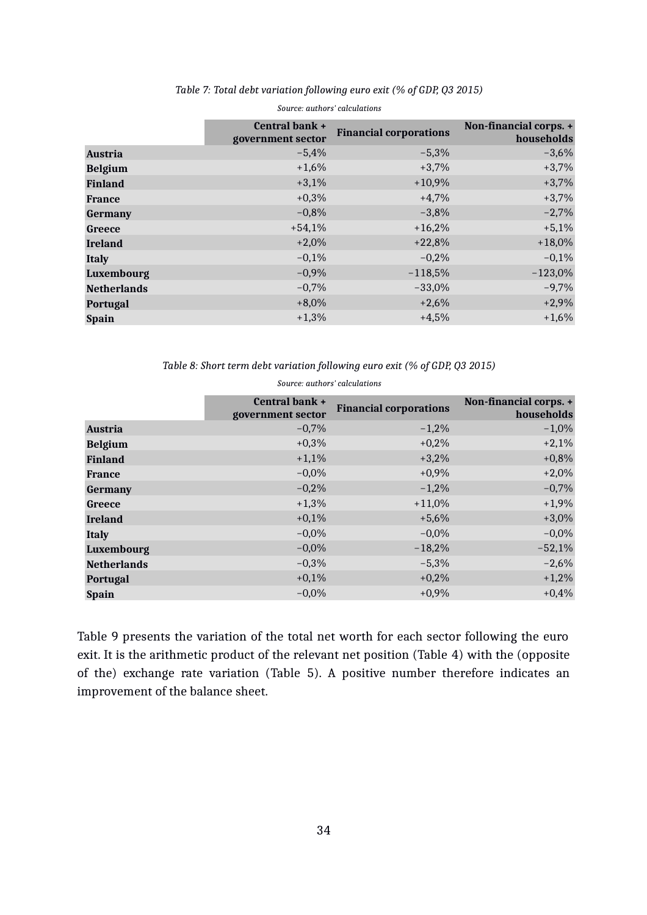*Table 7: Total debt variation following euro exit (% of GDP, Q3 2015)*

*Source: authors' calculations*

| | Central bank + government sector | Financial corporations | Non-financial corps. + households |
|---|---|---|---|
| **Austria** | −5,4% | −5,3% | −3,6% |
| **Belgium** | +1,6% | +3,7% | +3,7% |
| **Finland** | +3,1% | +10,9% | +3,7% |
| **France** | +0,3% | +4,7% | +3,7% |
| **Germany** | −0,8% | −3,8% | −2,7% |
| **Greece** | +54,1% | +16,2% | +5,1% |
| **Ireland** | +2,0% | +22,8% | +18,0% |
| **Italy** | −0,1% | −0,2% | −0,1% |
| **Luxembourg** | −0,9% | −118,5% | −123,0% |
| **Netherlands** | −0,7% | −33,0% | −9,7% |
| **Portugal** | +8,0% | +2,6% | +2,9% |
| **Spain** | +1,3% | +4,5% | +1,6% |

*Table 8: Short term debt variation following euro exit (% of GDP, Q3 2015)*

*Source: authors' calculations*

| | Central bank + government sector | Financial corporations | Non-financial corps. + households |
|---|---|---|---|
| **Austria** | −0,7% | −1,2% | −1,0% |
| **Belgium** | +0,3% | +0,2% | +2,1% |
| **Finland** | +1,1% | +3,2% | +0,8% |
| **France** | −0,0% | +0,9% | +2,0% |
| **Germany** | −0,2% | −1,2% | −0,7% |
| **Greece** | +1,3% | +11,0% | +1,9% |
| **Ireland** | +0,1% | +5,6% | +3,0% |
| **Italy** | −0,0% | −0,0% | −0,0% |
| **Luxembourg** | −0,0% | −18,2% | −52,1% |
| **Netherlands** | −0,3% | −5,3% | −2,6% |
| **Portugal** | +0,1% | +0,2% | +1,2% |
| **Spain** | −0,0% | +0,9% | +0,4% |

Table 9 presents the variation of the total net worth for each sector following the euro exit. It is the arithmetic product of the relevant net position (Table 4) with the (opposite of the) exchange rate variation (Table 5). A positive number therefore indicates an improvement of the balance sheet.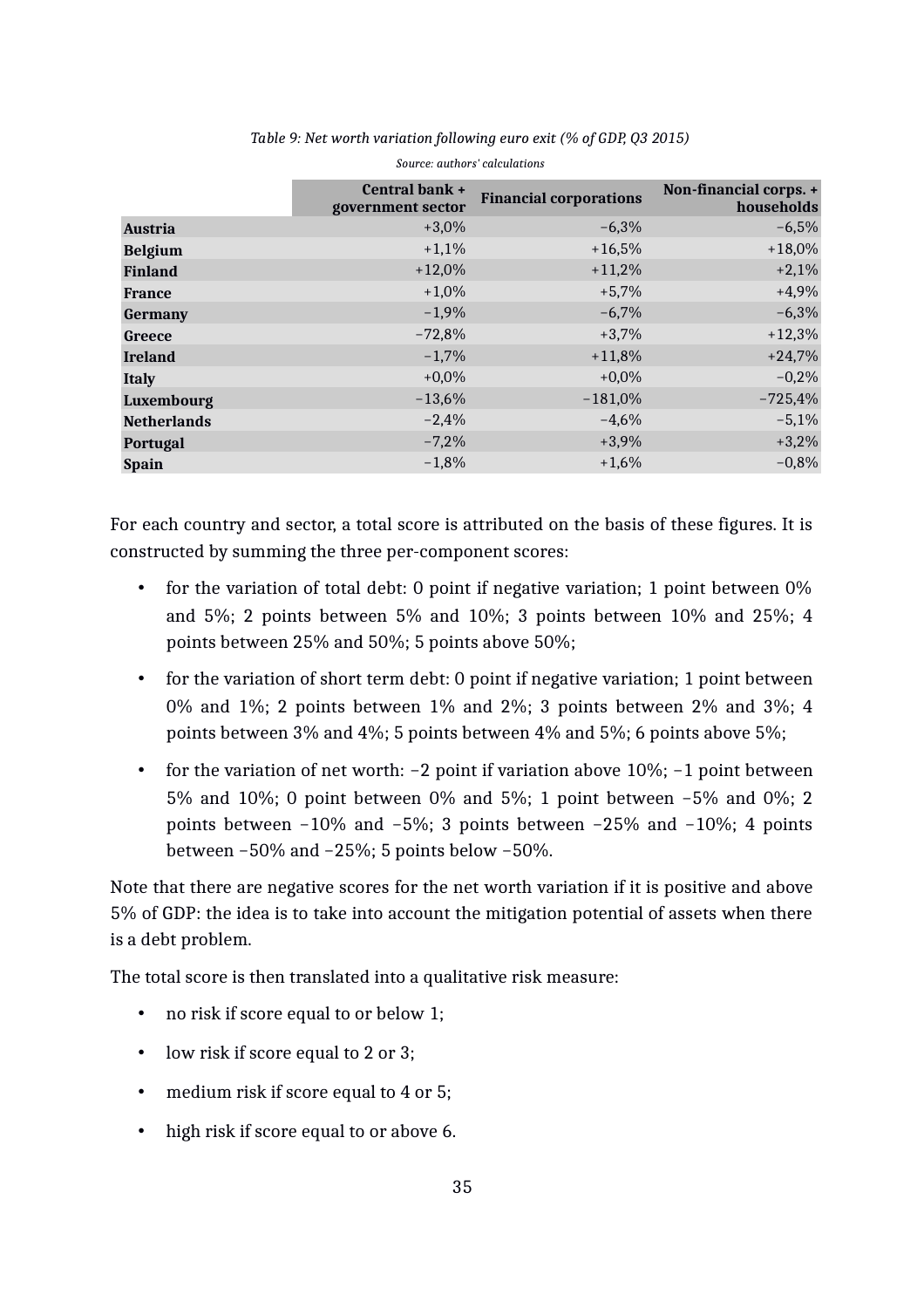*Table 9: Net worth variation following euro exit (% of GDP, Q3 2015)*

*Source: authors' calculations*

| | Central bank + government sector | Financial corporations | Non-financial corps. + households |
|---|---|---|---|
| **Austria** | +3,0% | −6,3% | −6,5% |
| **Belgium** | +1,1% | +16,5% | +18,0% |
| **Finland** | +12,0% | +11,2% | +2,1% |
| **France** | +1,0% | +5,7% | +4,9% |
| **Germany** | −1,9% | −6,7% | −6,3% |
| **Greece** | −72,8% | +3,7% | +12,3% |
| **Ireland** | −1,7% | +11,8% | +24,7% |
| **Italy** | +0,0% | +0,0% | −0,2% |
| **Luxembourg** | −13,6% | −181,0% | −725,4% |
| **Netherlands** | −2,4% | −4,6% | −5,1% |
| **Portugal** | −7,2% | +3,9% | +3,2% |
| **Spain** | −1,8% | +1,6% | −0,8% |

For each country and sector, a total score is attributed on the basis of these figures. It is constructed by summing the three per-component scores:

- for the variation of total debt: 0 point if negative variation; 1 point between 0% and 5%; 2 points between 5% and 10%; 3 points between 10% and 25%; 4 points between 25% and 50%; 5 points above 50%;
- for the variation of short term debt: 0 point if negative variation; 1 point between 0% and 1%; 2 points between 1% and 2%; 3 points between 2% and 3%; 4 points between 3% and 4%; 5 points between 4% and 5%; 6 points above 5%;
- for the variation of net worth: −2 point if variation above 10%; −1 point between 5% and 10%; 0 point between 0% and 5%; 1 point between −5% and 0%; 2 points between −10% and −5%; 3 points between −25% and −10%; 4 points between −50% and −25%; 5 points below −50%.

Note that there are negative scores for the net worth variation if it is positive and above 5% of GDP: the idea is to take into account the mitigation potential of assets when there is a debt problem.

The total score is then translated into a qualitative risk measure:

- no risk if score equal to or below 1;
- low risk if score equal to 2 or 3;
- medium risk if score equal to 4 or 5;
- high risk if score equal to or above 6.